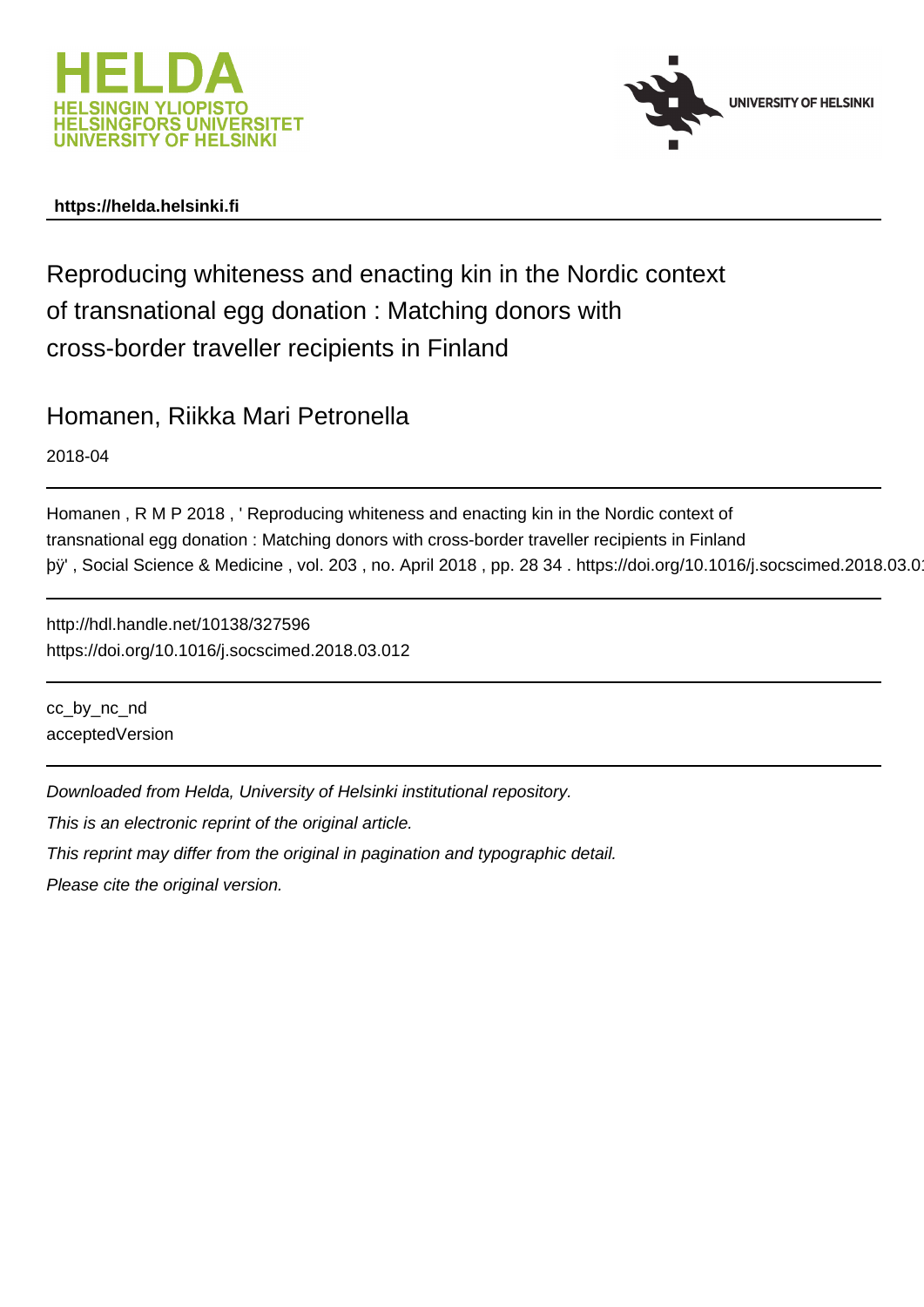HELDA
HELSINGIN YLIOPISTO
HELSINGFORS UNIVERSITET
UNIVERSITY OF HELSINKI

UNIVERSITY OF HELSINKI

**https://helda.helsinki.fi**

# Reproducing whiteness and enacting kin in the Nordic context of transnational egg donation : Matching donors with cross-border traveller recipients in Finland

## Homanen, Riikka Mari Petronella

2018-04

Homanen , R M P 2018 , ' Reproducing whiteness and enacting kin in the Nordic context of transnational egg donation : Matching donors with cross-border traveller recipients in Finland þÿ' , Social Science & Medicine , vol. 203 , no. April 2018 , pp. 28 34 . https://doi.org/10.1016/j.socscimed.2018.03.0

http://hdl.handle.net/10138/327596
https://doi.org/10.1016/j.socscimed.2018.03.012

cc_by_nc_nd
acceptedVersion

*Downloaded from Helda, University of Helsinki institutional repository.*

*This is an electronic reprint of the original article.*

*This reprint may differ from the original in pagination and typographic detail.*

*Please cite the original version.*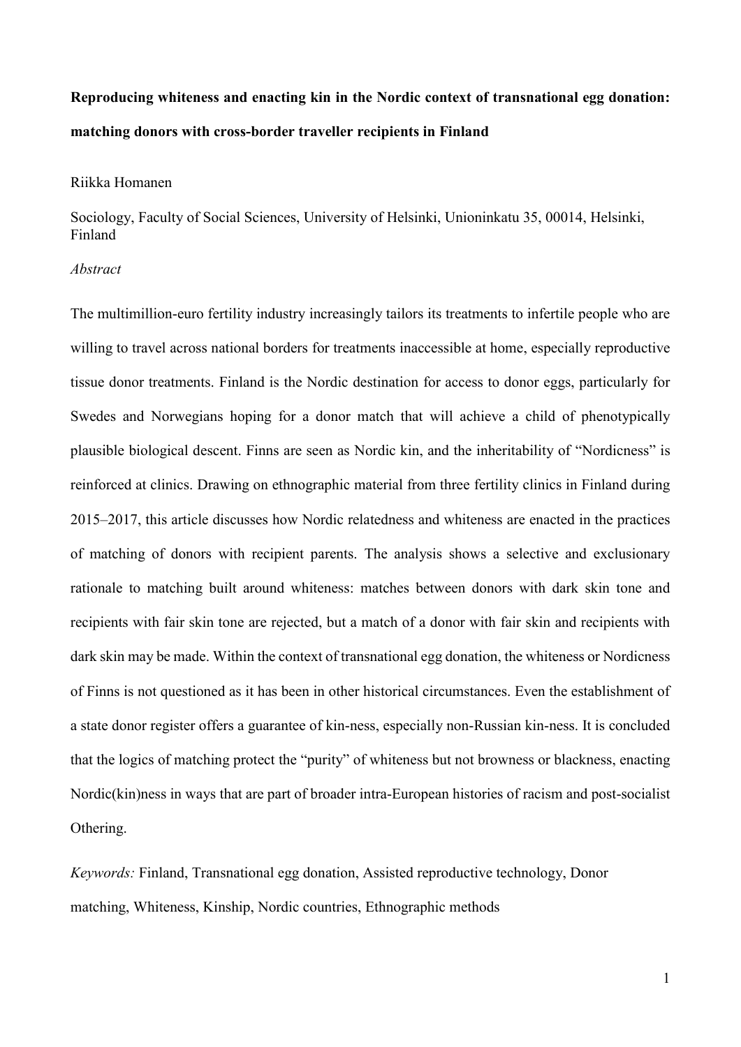**Reproducing whiteness and enacting kin in the Nordic context of transnational egg donation: matching donors with cross-border traveller recipients in Finland**

Riikka Homanen

Sociology, Faculty of Social Sciences, University of Helsinki, Unioninkatu 35, 00014, Helsinki, Finland

*Abstract*

The multimillion-euro fertility industry increasingly tailors its treatments to infertile people who are willing to travel across national borders for treatments inaccessible at home, especially reproductive tissue donor treatments. Finland is the Nordic destination for access to donor eggs, particularly for Swedes and Norwegians hoping for a donor match that will achieve a child of phenotypically plausible biological descent. Finns are seen as Nordic kin, and the inheritability of "Nordicness" is reinforced at clinics. Drawing on ethnographic material from three fertility clinics in Finland during 2015–2017, this article discusses how Nordic relatedness and whiteness are enacted in the practices of matching of donors with recipient parents. The analysis shows a selective and exclusionary rationale to matching built around whiteness: matches between donors with dark skin tone and recipients with fair skin tone are rejected, but a match of a donor with fair skin and recipients with dark skin may be made. Within the context of transnational egg donation, the whiteness or Nordicness of Finns is not questioned as it has been in other historical circumstances. Even the establishment of a state donor register offers a guarantee of kin-ness, especially non-Russian kin-ness. It is concluded that the logics of matching protect the "purity" of whiteness but not browness or blackness, enacting Nordic(kin)ness in ways that are part of broader intra-European histories of racism and post-socialist Othering.

*Keywords:* Finland, Transnational egg donation, Assisted reproductive technology, Donor matching, Whiteness, Kinship, Nordic countries, Ethnographic methods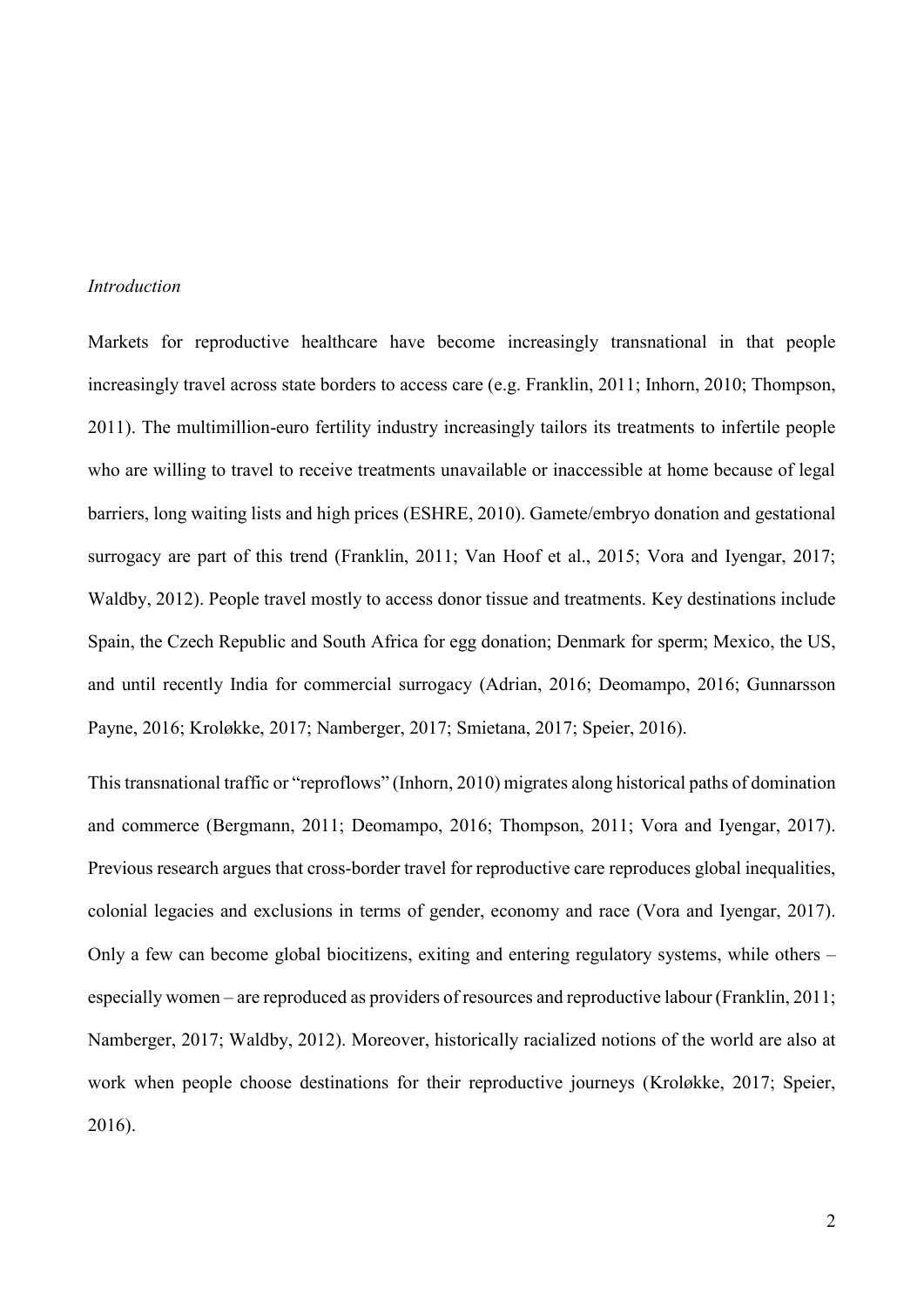## *Introduction*

Markets for reproductive healthcare have become increasingly transnational in that people increasingly travel across state borders to access care (e.g. Franklin, 2011; Inhorn, 2010; Thompson, 2011). The multimillion-euro fertility industry increasingly tailors its treatments to infertile people who are willing to travel to receive treatments unavailable or inaccessible at home because of legal barriers, long waiting lists and high prices (ESHRE, 2010). Gamete/embryo donation and gestational surrogacy are part of this trend (Franklin, 2011; Van Hoof et al., 2015; Vora and Iyengar, 2017; Waldby, 2012). People travel mostly to access donor tissue and treatments. Key destinations include Spain, the Czech Republic and South Africa for egg donation; Denmark for sperm; Mexico, the US, and until recently India for commercial surrogacy (Adrian, 2016; Deomampo, 2016; Gunnarsson Payne, 2016; Kroløkke, 2017; Namberger, 2017; Smietana, 2017; Speier, 2016).

This transnational traffic or "reproflows" (Inhorn, 2010) migrates along historical paths of domination and commerce (Bergmann, 2011; Deomampo, 2016; Thompson, 2011; Vora and Iyengar, 2017). Previous research argues that cross-border travel for reproductive care reproduces global inequalities, colonial legacies and exclusions in terms of gender, economy and race (Vora and Iyengar, 2017). Only a few can become global biocitizens, exiting and entering regulatory systems, while others – especially women – are reproduced as providers of resources and reproductive labour (Franklin, 2011; Namberger, 2017; Waldby, 2012). Moreover, historically racialized notions of the world are also at work when people choose destinations for their reproductive journeys (Kroløkke, 2017; Speier, 2016).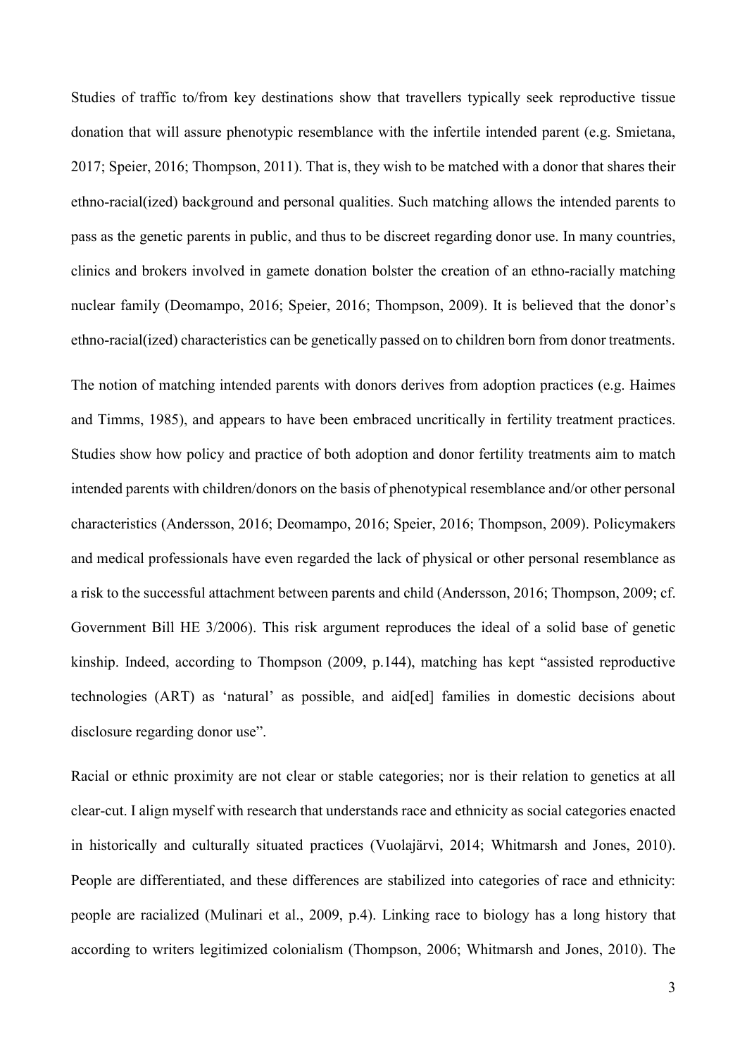Studies of traffic to/from key destinations show that travellers typically seek reproductive tissue donation that will assure phenotypic resemblance with the infertile intended parent (e.g. Smietana, 2017; Speier, 2016; Thompson, 2011). That is, they wish to be matched with a donor that shares their ethno-racial(ized) background and personal qualities. Such matching allows the intended parents to pass as the genetic parents in public, and thus to be discreet regarding donor use. In many countries, clinics and brokers involved in gamete donation bolster the creation of an ethno-racially matching nuclear family (Deomampo, 2016; Speier, 2016; Thompson, 2009). It is believed that the donor's ethno-racial(ized) characteristics can be genetically passed on to children born from donor treatments.

The notion of matching intended parents with donors derives from adoption practices (e.g. Haimes and Timms, 1985), and appears to have been embraced uncritically in fertility treatment practices. Studies show how policy and practice of both adoption and donor fertility treatments aim to match intended parents with children/donors on the basis of phenotypical resemblance and/or other personal characteristics (Andersson, 2016; Deomampo, 2016; Speier, 2016; Thompson, 2009). Policymakers and medical professionals have even regarded the lack of physical or other personal resemblance as a risk to the successful attachment between parents and child (Andersson, 2016; Thompson, 2009; cf. Government Bill HE 3/2006). This risk argument reproduces the ideal of a solid base of genetic kinship. Indeed, according to Thompson (2009, p.144), matching has kept "assisted reproductive technologies (ART) as 'natural' as possible, and aid[ed] families in domestic decisions about disclosure regarding donor use".

Racial or ethnic proximity are not clear or stable categories; nor is their relation to genetics at all clear-cut. I align myself with research that understands race and ethnicity as social categories enacted in historically and culturally situated practices (Vuolajärvi, 2014; Whitmarsh and Jones, 2010). People are differentiated, and these differences are stabilized into categories of race and ethnicity: people are racialized (Mulinari et al., 2009, p.4). Linking race to biology has a long history that according to writers legitimized colonialism (Thompson, 2006; Whitmarsh and Jones, 2010). The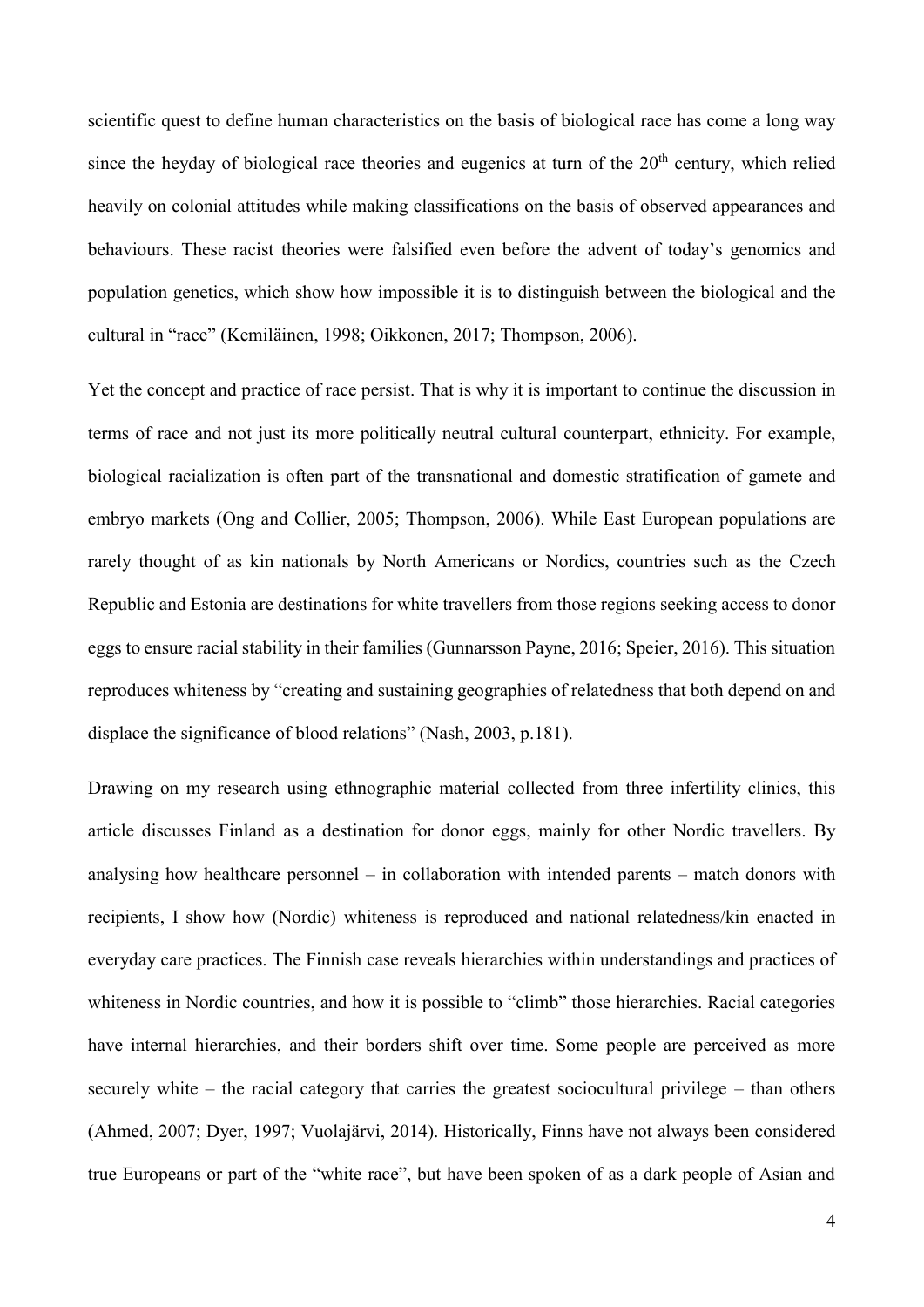scientific quest to define human characteristics on the basis of biological race has come a long way since the heyday of biological race theories and eugenics at turn of the 20th century, which relied heavily on colonial attitudes while making classifications on the basis of observed appearances and behaviours. These racist theories were falsified even before the advent of today's genomics and population genetics, which show how impossible it is to distinguish between the biological and the cultural in "race" (Kemiläinen, 1998; Oikkonen, 2017; Thompson, 2006).

Yet the concept and practice of race persist. That is why it is important to continue the discussion in terms of race and not just its more politically neutral cultural counterpart, ethnicity. For example, biological racialization is often part of the transnational and domestic stratification of gamete and embryo markets (Ong and Collier, 2005; Thompson, 2006). While East European populations are rarely thought of as kin nationals by North Americans or Nordics, countries such as the Czech Republic and Estonia are destinations for white travellers from those regions seeking access to donor eggs to ensure racial stability in their families (Gunnarsson Payne, 2016; Speier, 2016). This situation reproduces whiteness by "creating and sustaining geographies of relatedness that both depend on and displace the significance of blood relations" (Nash, 2003, p.181).

Drawing on my research using ethnographic material collected from three infertility clinics, this article discusses Finland as a destination for donor eggs, mainly for other Nordic travellers. By analysing how healthcare personnel – in collaboration with intended parents – match donors with recipients, I show how (Nordic) whiteness is reproduced and national relatedness/kin enacted in everyday care practices. The Finnish case reveals hierarchies within understandings and practices of whiteness in Nordic countries, and how it is possible to "climb" those hierarchies. Racial categories have internal hierarchies, and their borders shift over time. Some people are perceived as more securely white – the racial category that carries the greatest sociocultural privilege – than others (Ahmed, 2007; Dyer, 1997; Vuolajärvi, 2014). Historically, Finns have not always been considered true Europeans or part of the "white race", but have been spoken of as a dark people of Asian and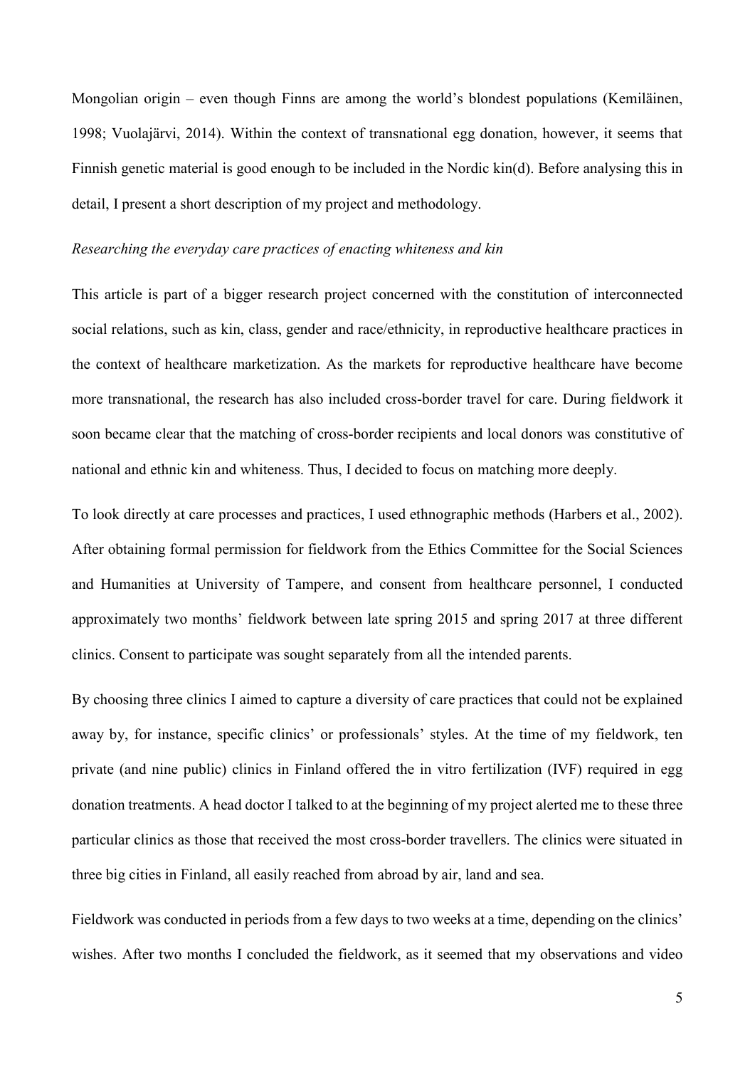Mongolian origin – even though Finns are among the world's blondest populations (Kemiläinen, 1998; Vuolajärvi, 2014). Within the context of transnational egg donation, however, it seems that Finnish genetic material is good enough to be included in the Nordic kin(d). Before analysing this in detail, I present a short description of my project and methodology.

*Researching the everyday care practices of enacting whiteness and kin*

This article is part of a bigger research project concerned with the constitution of interconnected social relations, such as kin, class, gender and race/ethnicity, in reproductive healthcare practices in the context of healthcare marketization. As the markets for reproductive healthcare have become more transnational, the research has also included cross-border travel for care. During fieldwork it soon became clear that the matching of cross-border recipients and local donors was constitutive of national and ethnic kin and whiteness. Thus, I decided to focus on matching more deeply.

To look directly at care processes and practices, I used ethnographic methods (Harbers et al., 2002). After obtaining formal permission for fieldwork from the Ethics Committee for the Social Sciences and Humanities at University of Tampere, and consent from healthcare personnel, I conducted approximately two months' fieldwork between late spring 2015 and spring 2017 at three different clinics. Consent to participate was sought separately from all the intended parents.

By choosing three clinics I aimed to capture a diversity of care practices that could not be explained away by, for instance, specific clinics' or professionals' styles. At the time of my fieldwork, ten private (and nine public) clinics in Finland offered the in vitro fertilization (IVF) required in egg donation treatments. A head doctor I talked to at the beginning of my project alerted me to these three particular clinics as those that received the most cross-border travellers. The clinics were situated in three big cities in Finland, all easily reached from abroad by air, land and sea.

Fieldwork was conducted in periods from a few days to two weeks at a time, depending on the clinics' wishes. After two months I concluded the fieldwork, as it seemed that my observations and video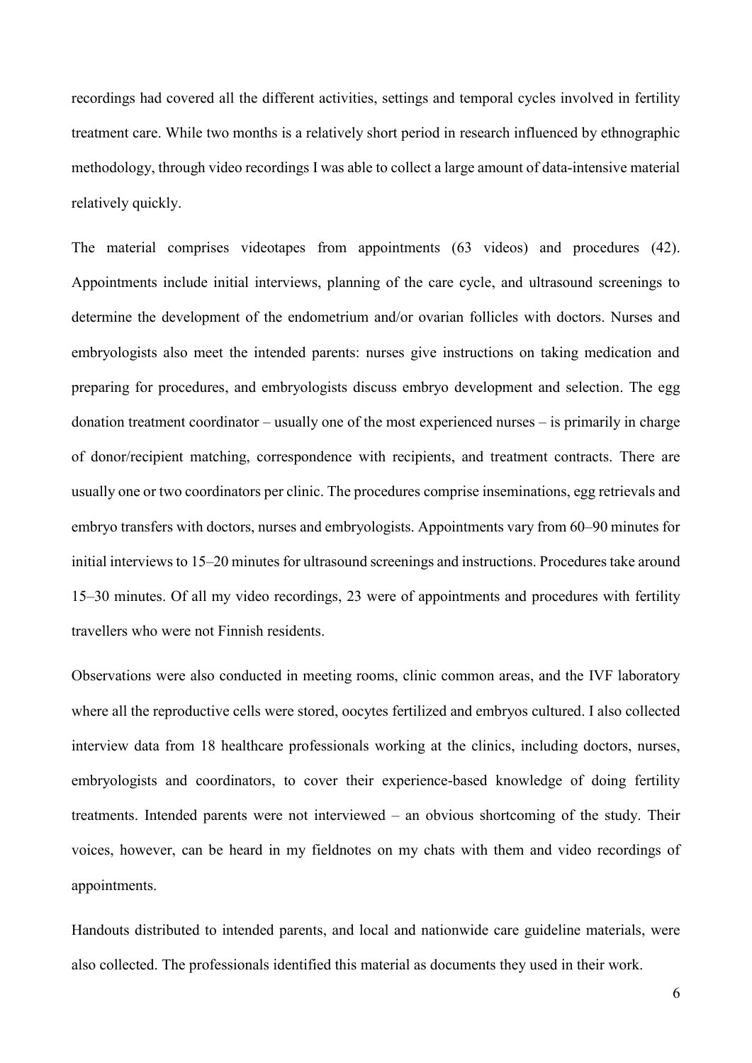recordings had covered all the different activities, settings and temporal cycles involved in fertility treatment care. While two months is a relatively short period in research influenced by ethnographic methodology, through video recordings I was able to collect a large amount of data-intensive material relatively quickly.

The material comprises videotapes from appointments (63 videos) and procedures (42). Appointments include initial interviews, planning of the care cycle, and ultrasound screenings to determine the development of the endometrium and/or ovarian follicles with doctors. Nurses and embryologists also meet the intended parents: nurses give instructions on taking medication and preparing for procedures, and embryologists discuss embryo development and selection. The egg donation treatment coordinator – usually one of the most experienced nurses – is primarily in charge of donor/recipient matching, correspondence with recipients, and treatment contracts. There are usually one or two coordinators per clinic. The procedures comprise inseminations, egg retrievals and embryo transfers with doctors, nurses and embryologists. Appointments vary from 60–90 minutes for initial interviews to 15–20 minutes for ultrasound screenings and instructions. Procedures take around 15–30 minutes. Of all my video recordings, 23 were of appointments and procedures with fertility travellers who were not Finnish residents.

Observations were also conducted in meeting rooms, clinic common areas, and the IVF laboratory where all the reproductive cells were stored, oocytes fertilized and embryos cultured. I also collected interview data from 18 healthcare professionals working at the clinics, including doctors, nurses, embryologists and coordinators, to cover their experience-based knowledge of doing fertility treatments. Intended parents were not interviewed – an obvious shortcoming of the study. Their voices, however, can be heard in my fieldnotes on my chats with them and video recordings of appointments.

Handouts distributed to intended parents, and local and nationwide care guideline materials, were also collected. The professionals identified this material as documents they used in their work.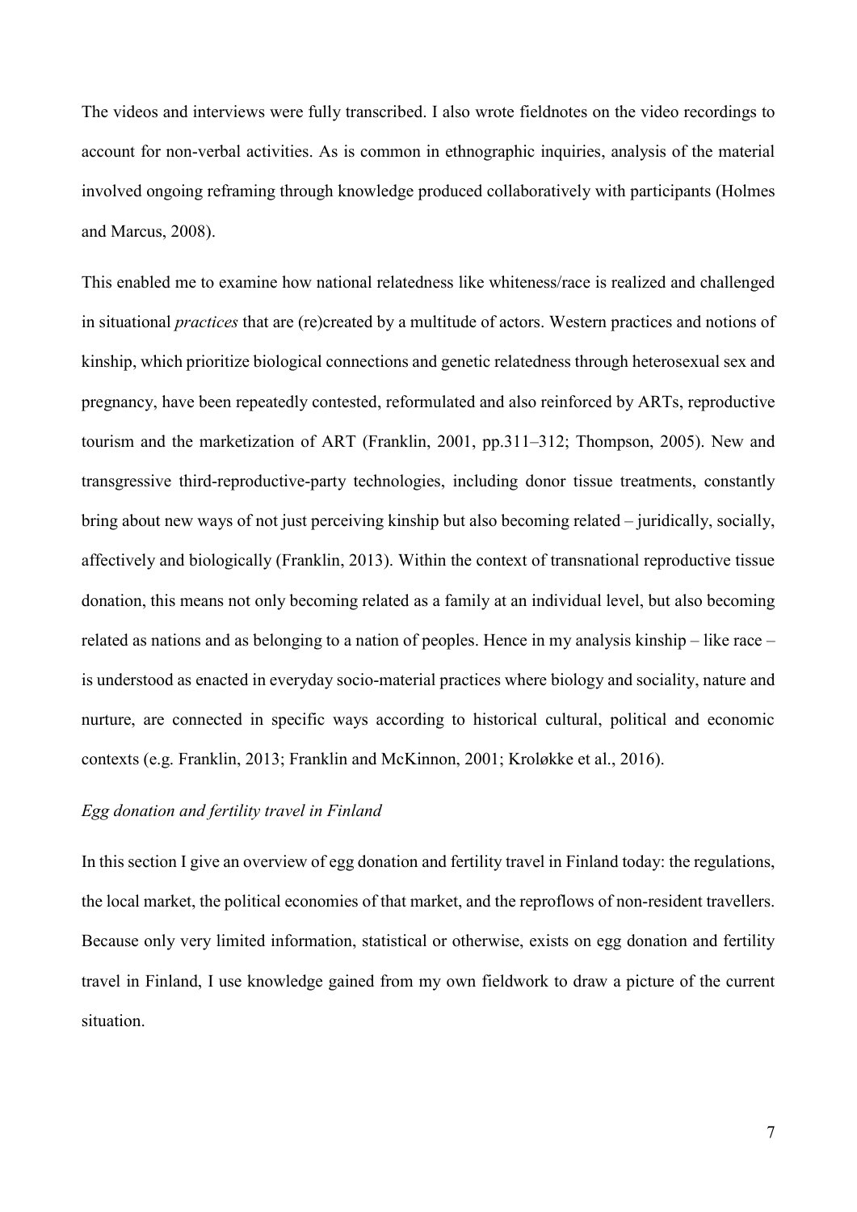The videos and interviews were fully transcribed. I also wrote fieldnotes on the video recordings to account for non-verbal activities. As is common in ethnographic inquiries, analysis of the material involved ongoing reframing through knowledge produced collaboratively with participants (Holmes and Marcus, 2008).

This enabled me to examine how national relatedness like whiteness/race is realized and challenged in situational *practices* that are (re)created by a multitude of actors. Western practices and notions of kinship, which prioritize biological connections and genetic relatedness through heterosexual sex and pregnancy, have been repeatedly contested, reformulated and also reinforced by ARTs, reproductive tourism and the marketization of ART (Franklin, 2001, pp.311–312; Thompson, 2005). New and transgressive third-reproductive-party technologies, including donor tissue treatments, constantly bring about new ways of not just perceiving kinship but also becoming related – juridically, socially, affectively and biologically (Franklin, 2013). Within the context of transnational reproductive tissue donation, this means not only becoming related as a family at an individual level, but also becoming related as nations and as belonging to a nation of peoples. Hence in my analysis kinship – like race – is understood as enacted in everyday socio-material practices where biology and sociality, nature and nurture, are connected in specific ways according to historical cultural, political and economic contexts (e.g. Franklin, 2013; Franklin and McKinnon, 2001; Kroløkke et al., 2016).

*Egg donation and fertility travel in Finland*

In this section I give an overview of egg donation and fertility travel in Finland today: the regulations, the local market, the political economies of that market, and the reproflows of non-resident travellers. Because only very limited information, statistical or otherwise, exists on egg donation and fertility travel in Finland, I use knowledge gained from my own fieldwork to draw a picture of the current situation.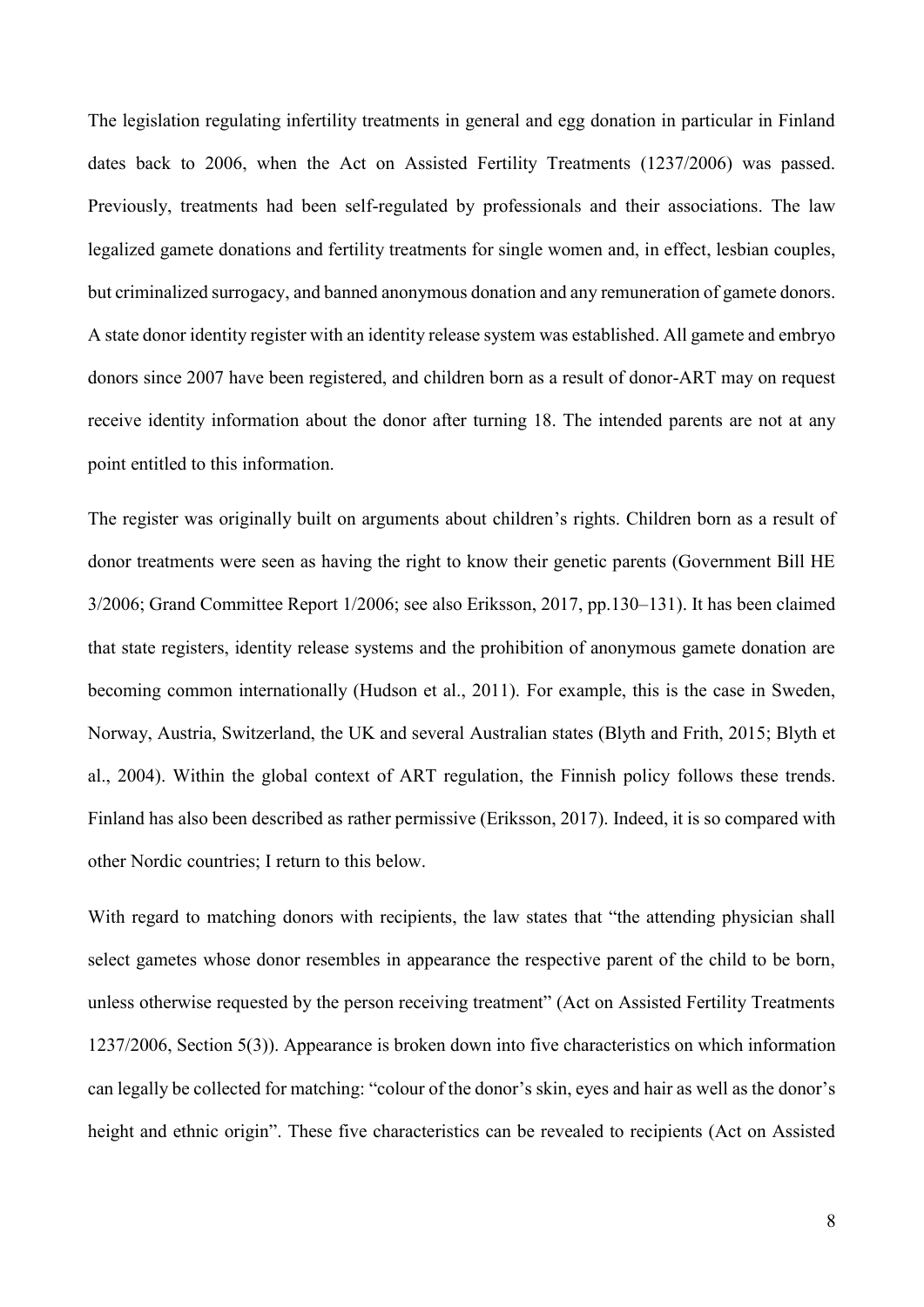The legislation regulating infertility treatments in general and egg donation in particular in Finland dates back to 2006, when the Act on Assisted Fertility Treatments (1237/2006) was passed. Previously, treatments had been self-regulated by professionals and their associations. The law legalized gamete donations and fertility treatments for single women and, in effect, lesbian couples, but criminalized surrogacy, and banned anonymous donation and any remuneration of gamete donors. A state donor identity register with an identity release system was established. All gamete and embryo donors since 2007 have been registered, and children born as a result of donor-ART may on request receive identity information about the donor after turning 18. The intended parents are not at any point entitled to this information.

The register was originally built on arguments about children's rights. Children born as a result of donor treatments were seen as having the right to know their genetic parents (Government Bill HE 3/2006; Grand Committee Report 1/2006; see also Eriksson, 2017, pp.130–131). It has been claimed that state registers, identity release systems and the prohibition of anonymous gamete donation are becoming common internationally (Hudson et al., 2011). For example, this is the case in Sweden, Norway, Austria, Switzerland, the UK and several Australian states (Blyth and Frith, 2015; Blyth et al., 2004). Within the global context of ART regulation, the Finnish policy follows these trends. Finland has also been described as rather permissive (Eriksson, 2017). Indeed, it is so compared with other Nordic countries; I return to this below.

With regard to matching donors with recipients, the law states that "the attending physician shall select gametes whose donor resembles in appearance the respective parent of the child to be born, unless otherwise requested by the person receiving treatment" (Act on Assisted Fertility Treatments 1237/2006, Section 5(3)). Appearance is broken down into five characteristics on which information can legally be collected for matching: "colour of the donor's skin, eyes and hair as well as the donor's height and ethnic origin". These five characteristics can be revealed to recipients (Act on Assisted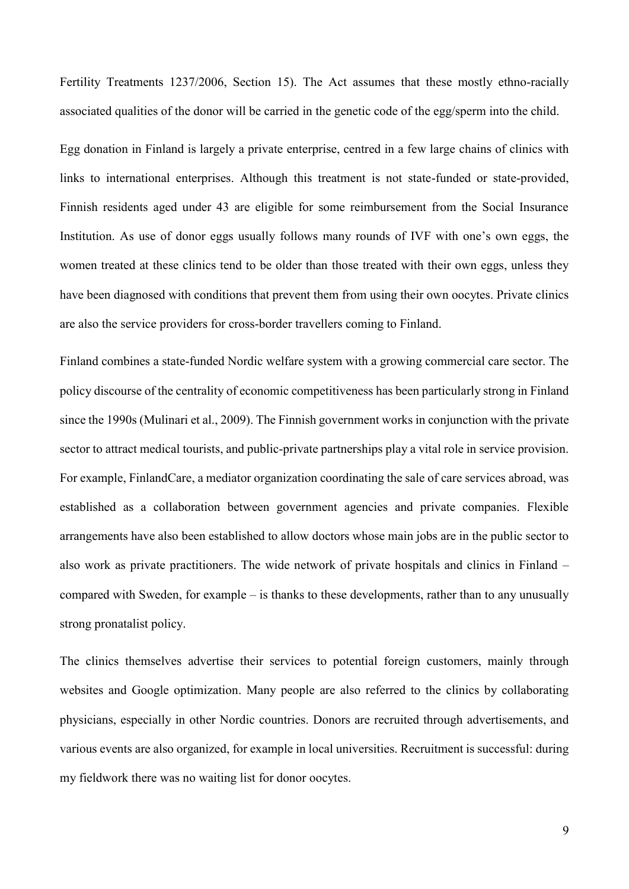Fertility Treatments 1237/2006, Section 15). The Act assumes that these mostly ethno-racially associated qualities of the donor will be carried in the genetic code of the egg/sperm into the child.

Egg donation in Finland is largely a private enterprise, centred in a few large chains of clinics with links to international enterprises. Although this treatment is not state-funded or state-provided, Finnish residents aged under 43 are eligible for some reimbursement from the Social Insurance Institution. As use of donor eggs usually follows many rounds of IVF with one's own eggs, the women treated at these clinics tend to be older than those treated with their own eggs, unless they have been diagnosed with conditions that prevent them from using their own oocytes. Private clinics are also the service providers for cross-border travellers coming to Finland.

Finland combines a state-funded Nordic welfare system with a growing commercial care sector. The policy discourse of the centrality of economic competitiveness has been particularly strong in Finland since the 1990s (Mulinari et al., 2009). The Finnish government works in conjunction with the private sector to attract medical tourists, and public-private partnerships play a vital role in service provision. For example, FinlandCare, a mediator organization coordinating the sale of care services abroad, was established as a collaboration between government agencies and private companies. Flexible arrangements have also been established to allow doctors whose main jobs are in the public sector to also work as private practitioners. The wide network of private hospitals and clinics in Finland – compared with Sweden, for example – is thanks to these developments, rather than to any unusually strong pronatalist policy.

The clinics themselves advertise their services to potential foreign customers, mainly through websites and Google optimization. Many people are also referred to the clinics by collaborating physicians, especially in other Nordic countries. Donors are recruited through advertisements, and various events are also organized, for example in local universities. Recruitment is successful: during my fieldwork there was no waiting list for donor oocytes.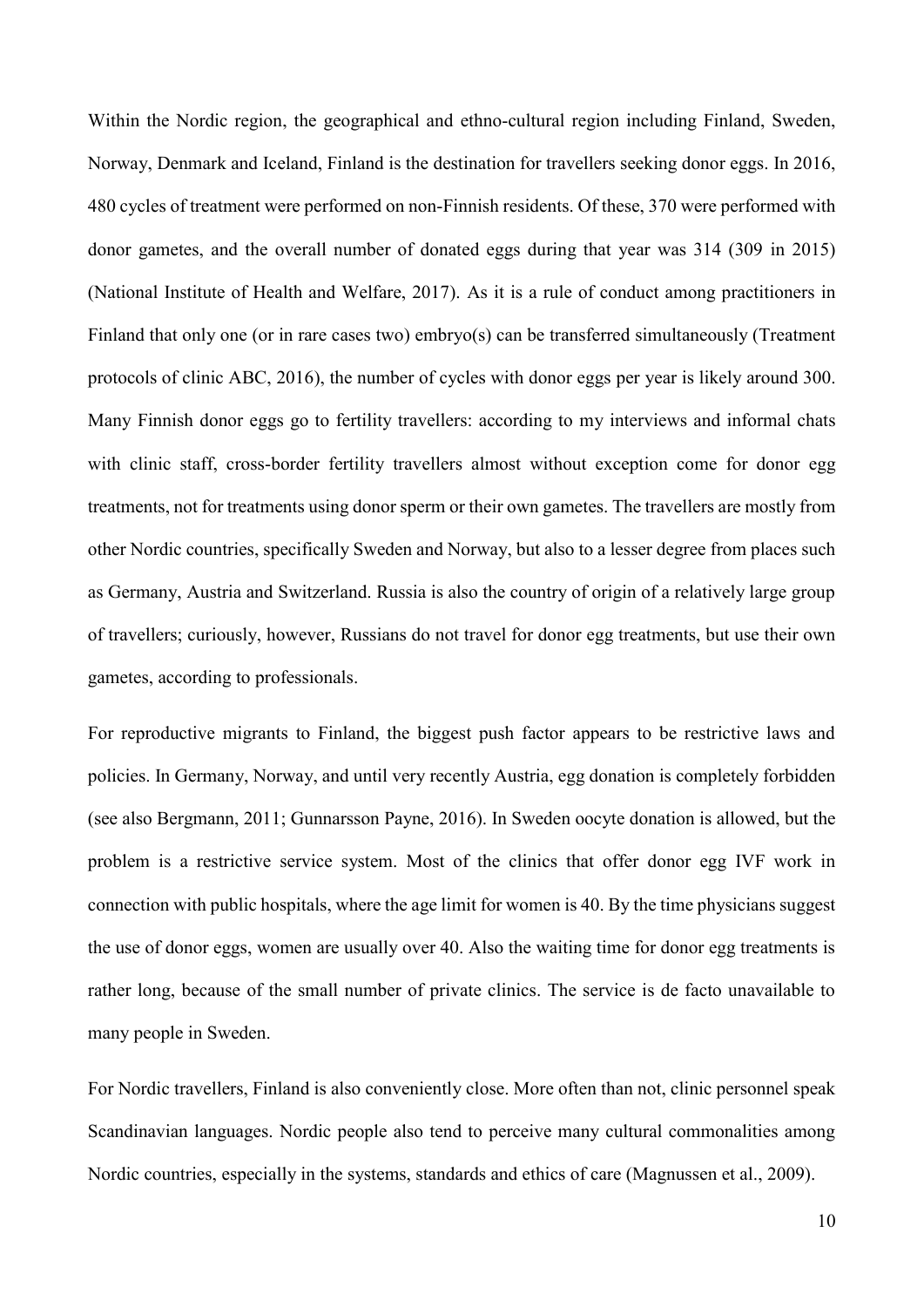Within the Nordic region, the geographical and ethno-cultural region including Finland, Sweden, Norway, Denmark and Iceland, Finland is the destination for travellers seeking donor eggs. In 2016, 480 cycles of treatment were performed on non-Finnish residents. Of these, 370 were performed with donor gametes, and the overall number of donated eggs during that year was 314 (309 in 2015) (National Institute of Health and Welfare, 2017). As it is a rule of conduct among practitioners in Finland that only one (or in rare cases two) embryo(s) can be transferred simultaneously (Treatment protocols of clinic ABC, 2016), the number of cycles with donor eggs per year is likely around 300. Many Finnish donor eggs go to fertility travellers: according to my interviews and informal chats with clinic staff, cross-border fertility travellers almost without exception come for donor egg treatments, not for treatments using donor sperm or their own gametes. The travellers are mostly from other Nordic countries, specifically Sweden and Norway, but also to a lesser degree from places such as Germany, Austria and Switzerland. Russia is also the country of origin of a relatively large group of travellers; curiously, however, Russians do not travel for donor egg treatments, but use their own gametes, according to professionals.

For reproductive migrants to Finland, the biggest push factor appears to be restrictive laws and policies. In Germany, Norway, and until very recently Austria, egg donation is completely forbidden (see also Bergmann, 2011; Gunnarsson Payne, 2016). In Sweden oocyte donation is allowed, but the problem is a restrictive service system. Most of the clinics that offer donor egg IVF work in connection with public hospitals, where the age limit for women is 40. By the time physicians suggest the use of donor eggs, women are usually over 40. Also the waiting time for donor egg treatments is rather long, because of the small number of private clinics. The service is de facto unavailable to many people in Sweden.

For Nordic travellers, Finland is also conveniently close. More often than not, clinic personnel speak Scandinavian languages. Nordic people also tend to perceive many cultural commonalities among Nordic countries, especially in the systems, standards and ethics of care (Magnussen et al., 2009).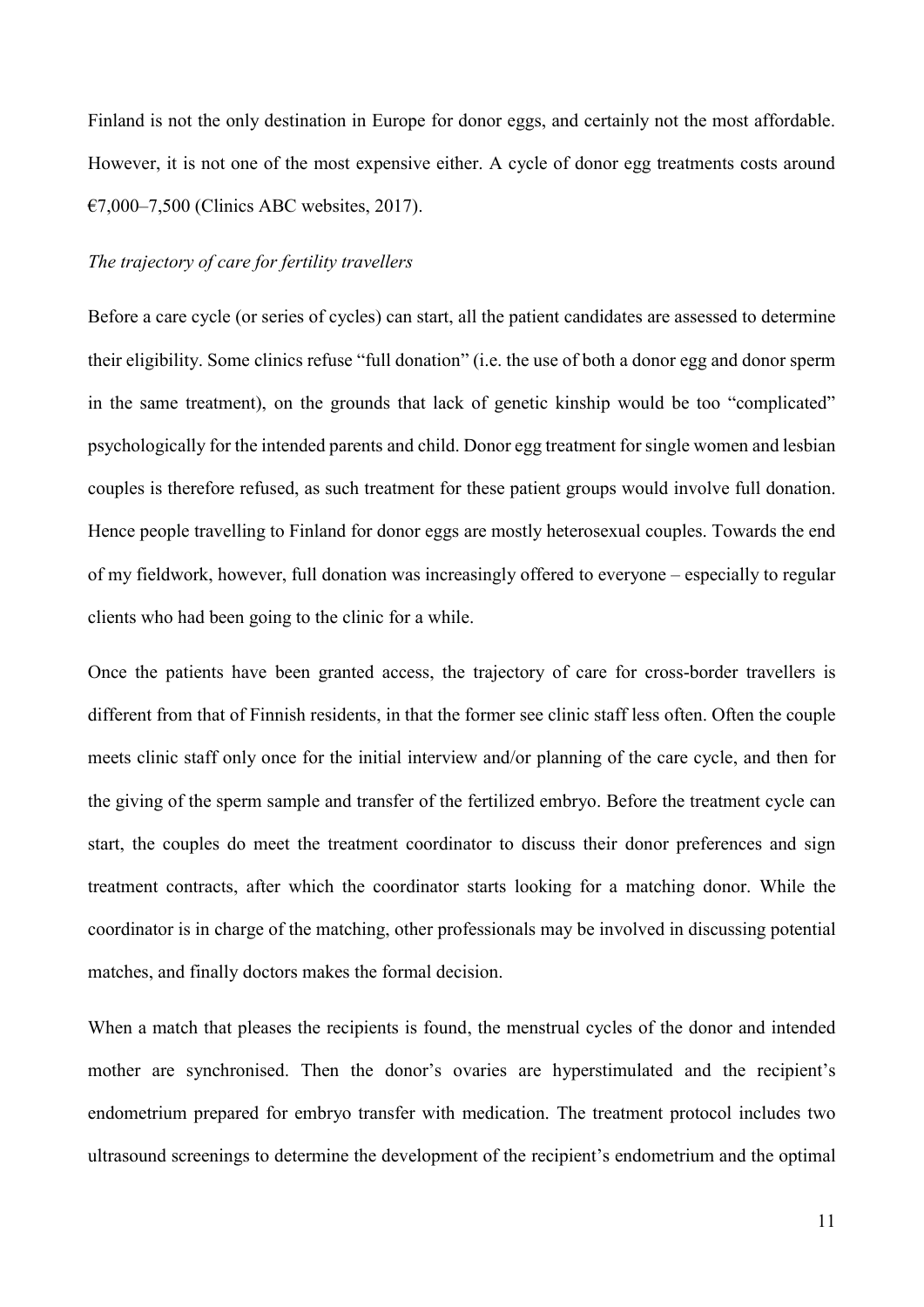Finland is not the only destination in Europe for donor eggs, and certainly not the most affordable. However, it is not one of the most expensive either. A cycle of donor egg treatments costs around €7,000–7,500 (Clinics ABC websites, 2017).

*The trajectory of care for fertility travellers*

Before a care cycle (or series of cycles) can start, all the patient candidates are assessed to determine their eligibility. Some clinics refuse "full donation" (i.e. the use of both a donor egg and donor sperm in the same treatment), on the grounds that lack of genetic kinship would be too "complicated" psychologically for the intended parents and child. Donor egg treatment for single women and lesbian couples is therefore refused, as such treatment for these patient groups would involve full donation. Hence people travelling to Finland for donor eggs are mostly heterosexual couples. Towards the end of my fieldwork, however, full donation was increasingly offered to everyone – especially to regular clients who had been going to the clinic for a while.

Once the patients have been granted access, the trajectory of care for cross-border travellers is different from that of Finnish residents, in that the former see clinic staff less often. Often the couple meets clinic staff only once for the initial interview and/or planning of the care cycle, and then for the giving of the sperm sample and transfer of the fertilized embryo. Before the treatment cycle can start, the couples do meet the treatment coordinator to discuss their donor preferences and sign treatment contracts, after which the coordinator starts looking for a matching donor. While the coordinator is in charge of the matching, other professionals may be involved in discussing potential matches, and finally doctors makes the formal decision.

When a match that pleases the recipients is found, the menstrual cycles of the donor and intended mother are synchronised. Then the donor's ovaries are hyperstimulated and the recipient's endometrium prepared for embryo transfer with medication. The treatment protocol includes two ultrasound screenings to determine the development of the recipient's endometrium and the optimal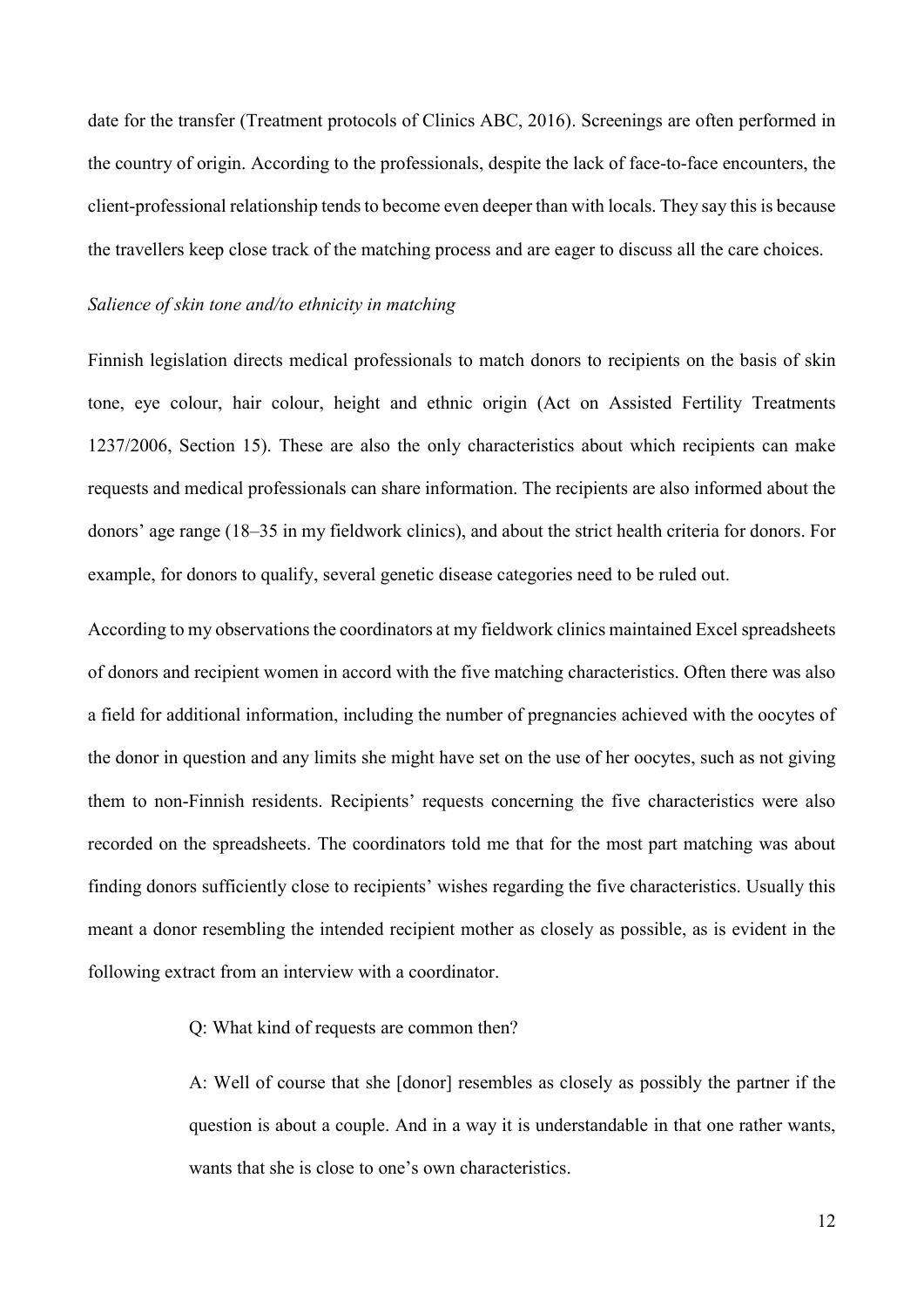date for the transfer (Treatment protocols of Clinics ABC, 2016). Screenings are often performed in the country of origin. According to the professionals, despite the lack of face-to-face encounters, the client-professional relationship tends to become even deeper than with locals. They say this is because the travellers keep close track of the matching process and are eager to discuss all the care choices.

*Salience of skin tone and/to ethnicity in matching*

Finnish legislation directs medical professionals to match donors to recipients on the basis of skin tone, eye colour, hair colour, height and ethnic origin (Act on Assisted Fertility Treatments 1237/2006, Section 15). These are also the only characteristics about which recipients can make requests and medical professionals can share information. The recipients are also informed about the donors' age range (18–35 in my fieldwork clinics), and about the strict health criteria for donors. For example, for donors to qualify, several genetic disease categories need to be ruled out.

According to my observations the coordinators at my fieldwork clinics maintained Excel spreadsheets of donors and recipient women in accord with the five matching characteristics. Often there was also a field for additional information, including the number of pregnancies achieved with the oocytes of the donor in question and any limits she might have set on the use of her oocytes, such as not giving them to non-Finnish residents. Recipients' requests concerning the five characteristics were also recorded on the spreadsheets. The coordinators told me that for the most part matching was about finding donors sufficiently close to recipients' wishes regarding the five characteristics. Usually this meant a donor resembling the intended recipient mother as closely as possible, as is evident in the following extract from an interview with a coordinator.

> Q: What kind of requests are common then?
>
> A: Well of course that she [donor] resembles as closely as possibly the partner if the question is about a couple. And in a way it is understandable in that one rather wants, wants that she is close to one's own characteristics.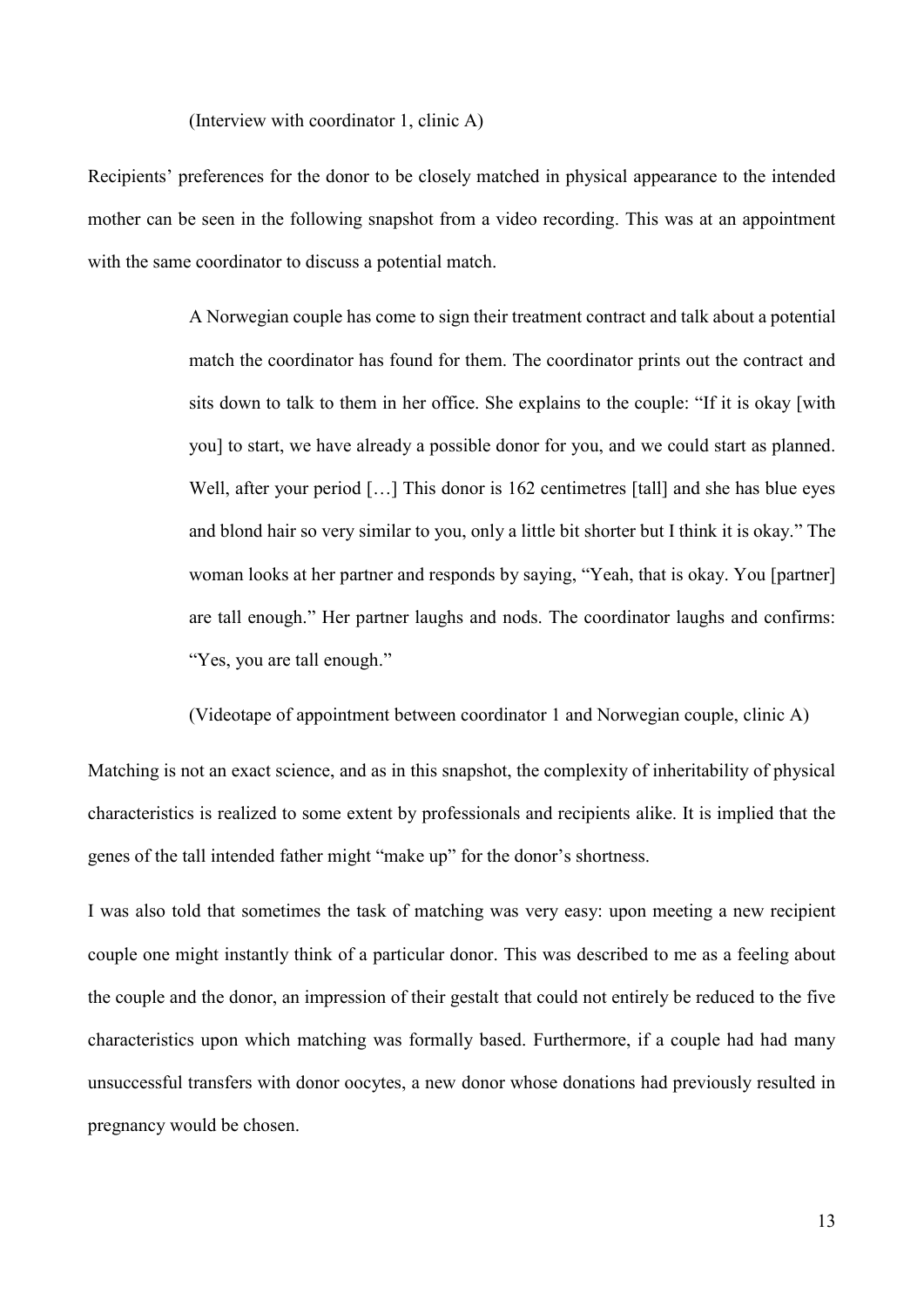(Interview with coordinator 1, clinic A)

Recipients' preferences for the donor to be closely matched in physical appearance to the intended mother can be seen in the following snapshot from a video recording. This was at an appointment with the same coordinator to discuss a potential match.

> A Norwegian couple has come to sign their treatment contract and talk about a potential match the coordinator has found for them. The coordinator prints out the contract and sits down to talk to them in her office. She explains to the couple: "If it is okay [with you] to start, we have already a possible donor for you, and we could start as planned. Well, after your period […] This donor is 162 centimetres [tall] and she has blue eyes and blond hair so very similar to you, only a little bit shorter but I think it is okay." The woman looks at her partner and responds by saying, "Yeah, that is okay. You [partner] are tall enough." Her partner laughs and nods. The coordinator laughs and confirms: "Yes, you are tall enough."
>
> (Videotape of appointment between coordinator 1 and Norwegian couple, clinic A)

Matching is not an exact science, and as in this snapshot, the complexity of inheritability of physical characteristics is realized to some extent by professionals and recipients alike. It is implied that the genes of the tall intended father might "make up" for the donor's shortness.

I was also told that sometimes the task of matching was very easy: upon meeting a new recipient couple one might instantly think of a particular donor. This was described to me as a feeling about the couple and the donor, an impression of their gestalt that could not entirely be reduced to the five characteristics upon which matching was formally based. Furthermore, if a couple had had many unsuccessful transfers with donor oocytes, a new donor whose donations had previously resulted in pregnancy would be chosen.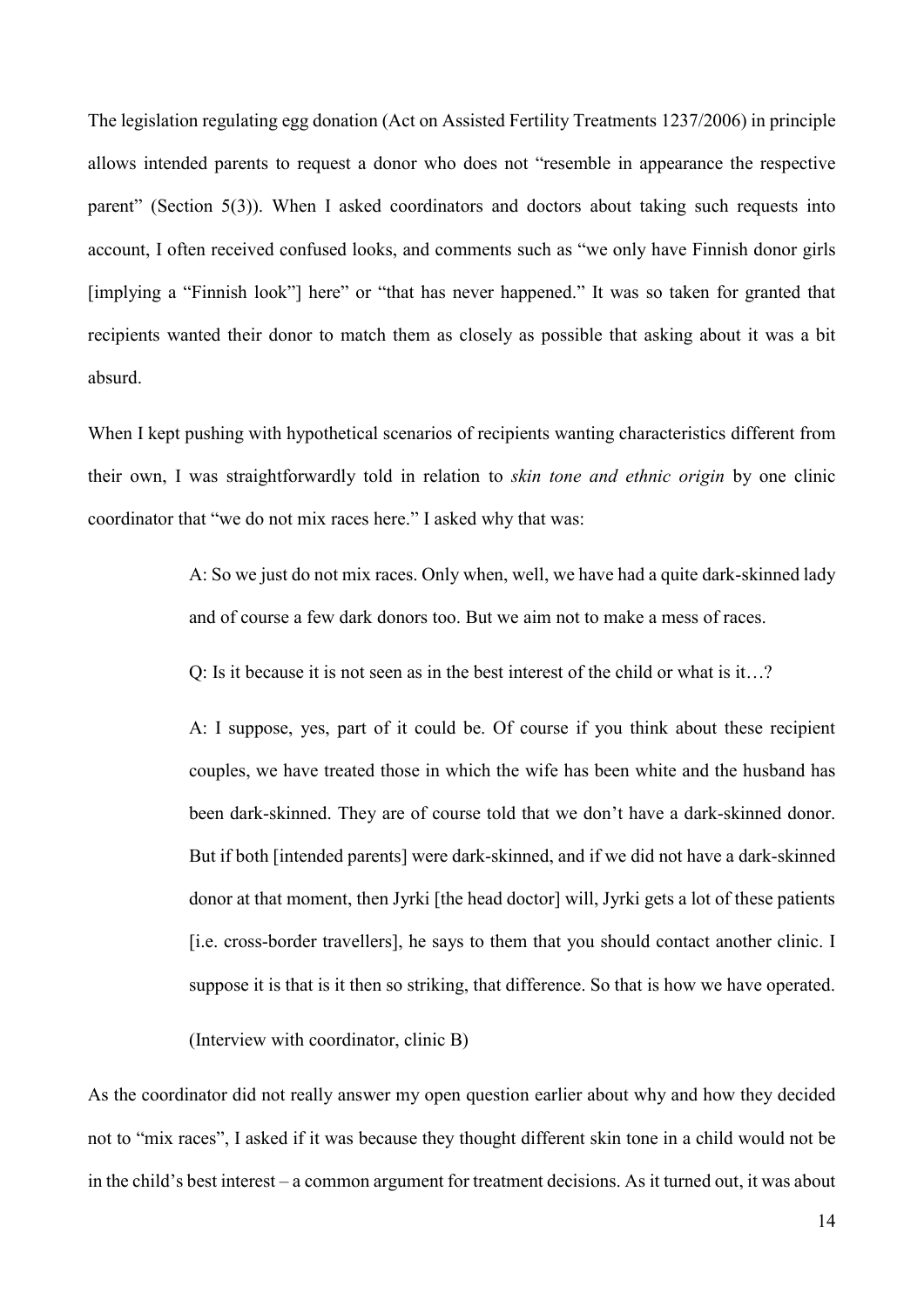The legislation regulating egg donation (Act on Assisted Fertility Treatments 1237/2006) in principle allows intended parents to request a donor who does not "resemble in appearance the respective parent" (Section 5(3)). When I asked coordinators and doctors about taking such requests into account, I often received confused looks, and comments such as "we only have Finnish donor girls [implying a "Finnish look"] here" or "that has never happened." It was so taken for granted that recipients wanted their donor to match them as closely as possible that asking about it was a bit absurd.

When I kept pushing with hypothetical scenarios of recipients wanting characteristics different from their own, I was straightforwardly told in relation to *skin tone and ethnic origin* by one clinic coordinator that "we do not mix races here." I asked why that was:

> A: So we just do not mix races. Only when, well, we have had a quite dark-skinned lady and of course a few dark donors too. But we aim not to make a mess of races.
>
> Q: Is it because it is not seen as in the best interest of the child or what is it…?
>
> A: I suppose, yes, part of it could be. Of course if you think about these recipient couples, we have treated those in which the wife has been white and the husband has been dark-skinned. They are of course told that we don't have a dark-skinned donor. But if both [intended parents] were dark-skinned, and if we did not have a dark-skinned donor at that moment, then Jyrki [the head doctor] will, Jyrki gets a lot of these patients [i.e. cross-border travellers], he says to them that you should contact another clinic. I suppose it is that is it then so striking, that difference. So that is how we have operated.
>
> (Interview with coordinator, clinic B)

As the coordinator did not really answer my open question earlier about why and how they decided not to "mix races", I asked if it was because they thought different skin tone in a child would not be in the child's best interest – a common argument for treatment decisions. As it turned out, it was about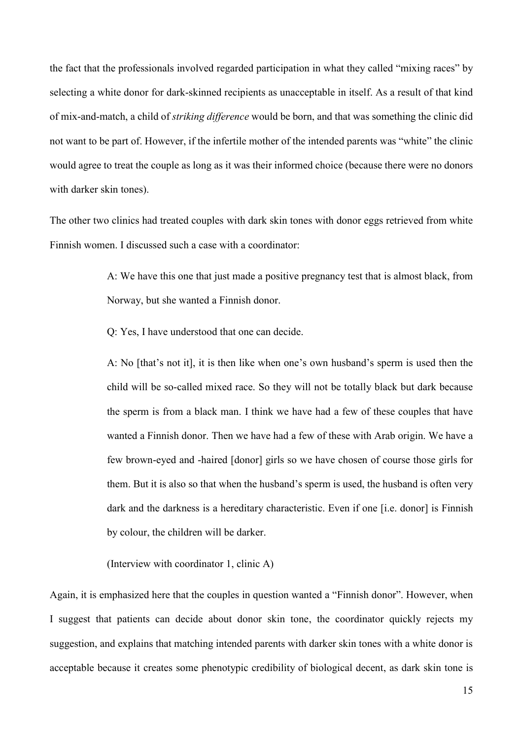the fact that the professionals involved regarded participation in what they called "mixing races" by selecting a white donor for dark-skinned recipients as unacceptable in itself. As a result of that kind of mix-and-match, a child of *striking difference* would be born, and that was something the clinic did not want to be part of. However, if the infertile mother of the intended parents was "white" the clinic would agree to treat the couple as long as it was their informed choice (because there were no donors with darker skin tones).

The other two clinics had treated couples with dark skin tones with donor eggs retrieved from white Finnish women. I discussed such a case with a coordinator:

> A: We have this one that just made a positive pregnancy test that is almost black, from Norway, but she wanted a Finnish donor.
>
> Q: Yes, I have understood that one can decide.
>
> A: No [that's not it], it is then like when one's own husband's sperm is used then the child will be so-called mixed race. So they will not be totally black but dark because the sperm is from a black man. I think we have had a few of these couples that have wanted a Finnish donor. Then we have had a few of these with Arab origin. We have a few brown-eyed and -haired [donor] girls so we have chosen of course those girls for them. But it is also so that when the husband's sperm is used, the husband is often very dark and the darkness is a hereditary characteristic. Even if one [i.e. donor] is Finnish by colour, the children will be darker.
>
> (Interview with coordinator 1, clinic A)

Again, it is emphasized here that the couples in question wanted a "Finnish donor". However, when I suggest that patients can decide about donor skin tone, the coordinator quickly rejects my suggestion, and explains that matching intended parents with darker skin tones with a white donor is acceptable because it creates some phenotypic credibility of biological decent, as dark skin tone is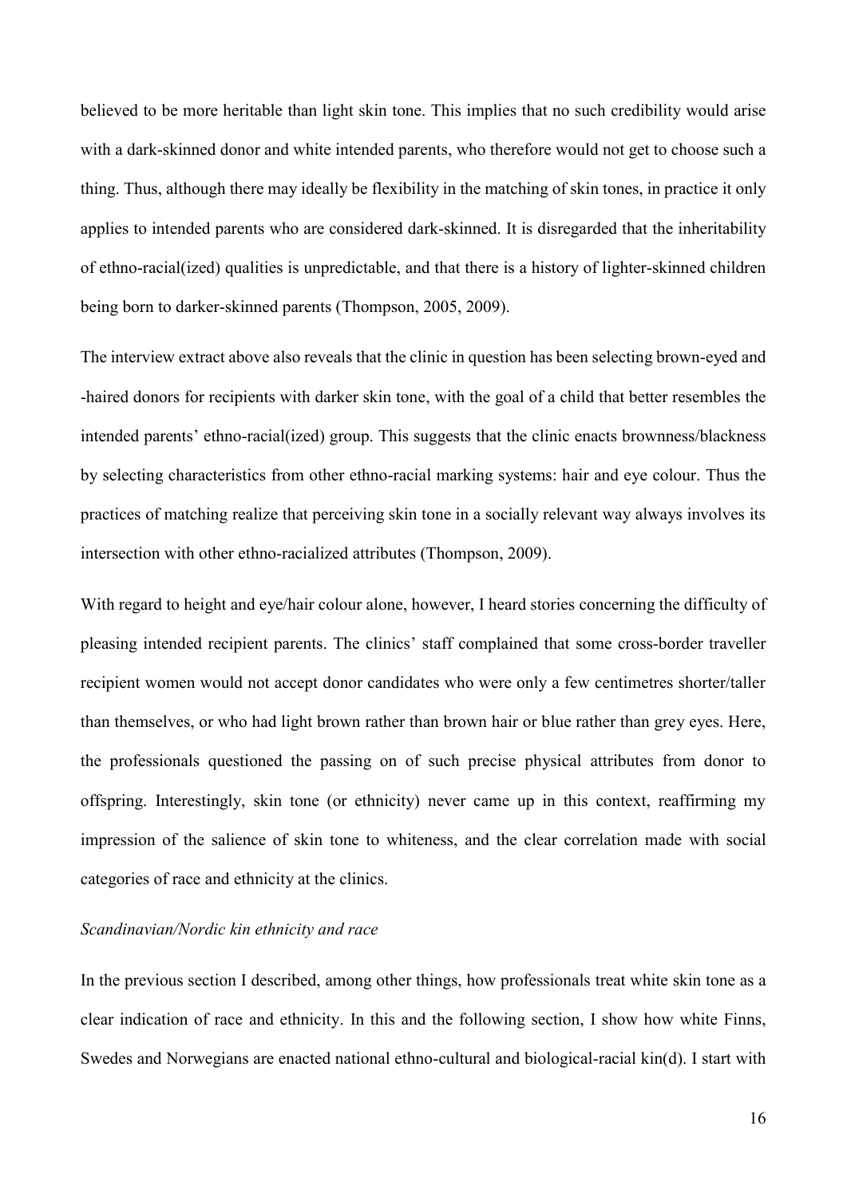believed to be more heritable than light skin tone. This implies that no such credibility would arise with a dark-skinned donor and white intended parents, who therefore would not get to choose such a thing. Thus, although there may ideally be flexibility in the matching of skin tones, in practice it only applies to intended parents who are considered dark-skinned. It is disregarded that the inheritability of ethno-racial(ized) qualities is unpredictable, and that there is a history of lighter-skinned children being born to darker-skinned parents (Thompson, 2005, 2009).

The interview extract above also reveals that the clinic in question has been selecting brown-eyed and -haired donors for recipients with darker skin tone, with the goal of a child that better resembles the intended parents' ethno-racial(ized) group. This suggests that the clinic enacts brownness/blackness by selecting characteristics from other ethno-racial marking systems: hair and eye colour. Thus the practices of matching realize that perceiving skin tone in a socially relevant way always involves its intersection with other ethno-racialized attributes (Thompson, 2009).

With regard to height and eye/hair colour alone, however, I heard stories concerning the difficulty of pleasing intended recipient parents. The clinics' staff complained that some cross-border traveller recipient women would not accept donor candidates who were only a few centimetres shorter/taller than themselves, or who had light brown rather than brown hair or blue rather than grey eyes. Here, the professionals questioned the passing on of such precise physical attributes from donor to offspring. Interestingly, skin tone (or ethnicity) never came up in this context, reaffirming my impression of the salience of skin tone to whiteness, and the clear correlation made with social categories of race and ethnicity at the clinics.

### *Scandinavian/Nordic kin ethnicity and race*

In the previous section I described, among other things, how professionals treat white skin tone as a clear indication of race and ethnicity. In this and the following section, I show how white Finns, Swedes and Norwegians are enacted national ethno-cultural and biological-racial kin(d). I start with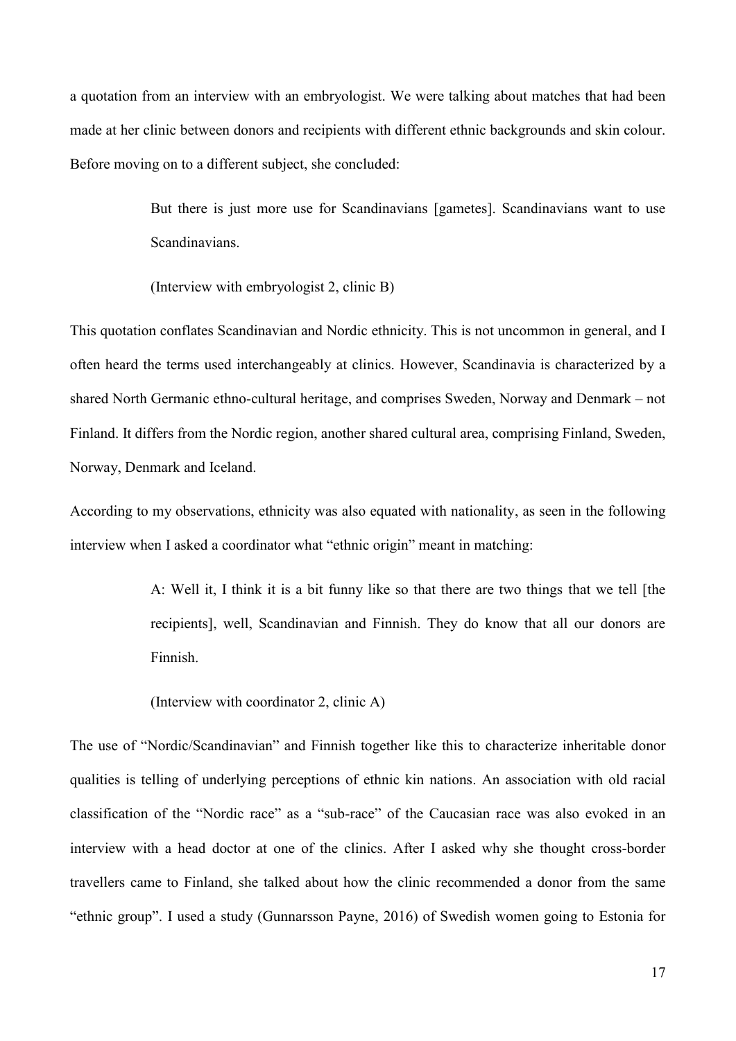a quotation from an interview with an embryologist. We were talking about matches that had been made at her clinic between donors and recipients with different ethnic backgrounds and skin colour. Before moving on to a different subject, she concluded:

> But there is just more use for Scandinavians [gametes]. Scandinavians want to use Scandinavians.
>
> (Interview with embryologist 2, clinic B)

This quotation conflates Scandinavian and Nordic ethnicity. This is not uncommon in general, and I often heard the terms used interchangeably at clinics. However, Scandinavia is characterized by a shared North Germanic ethno-cultural heritage, and comprises Sweden, Norway and Denmark – not Finland. It differs from the Nordic region, another shared cultural area, comprising Finland, Sweden, Norway, Denmark and Iceland.

According to my observations, ethnicity was also equated with nationality, as seen in the following interview when I asked a coordinator what "ethnic origin" meant in matching:

> A: Well it, I think it is a bit funny like so that there are two things that we tell [the recipients], well, Scandinavian and Finnish. They do know that all our donors are Finnish.
>
> (Interview with coordinator 2, clinic A)

The use of "Nordic/Scandinavian" and Finnish together like this to characterize inheritable donor qualities is telling of underlying perceptions of ethnic kin nations. An association with old racial classification of the "Nordic race" as a "sub-race" of the Caucasian race was also evoked in an interview with a head doctor at one of the clinics. After I asked why she thought cross-border travellers came to Finland, she talked about how the clinic recommended a donor from the same "ethnic group". I used a study (Gunnarsson Payne, 2016) of Swedish women going to Estonia for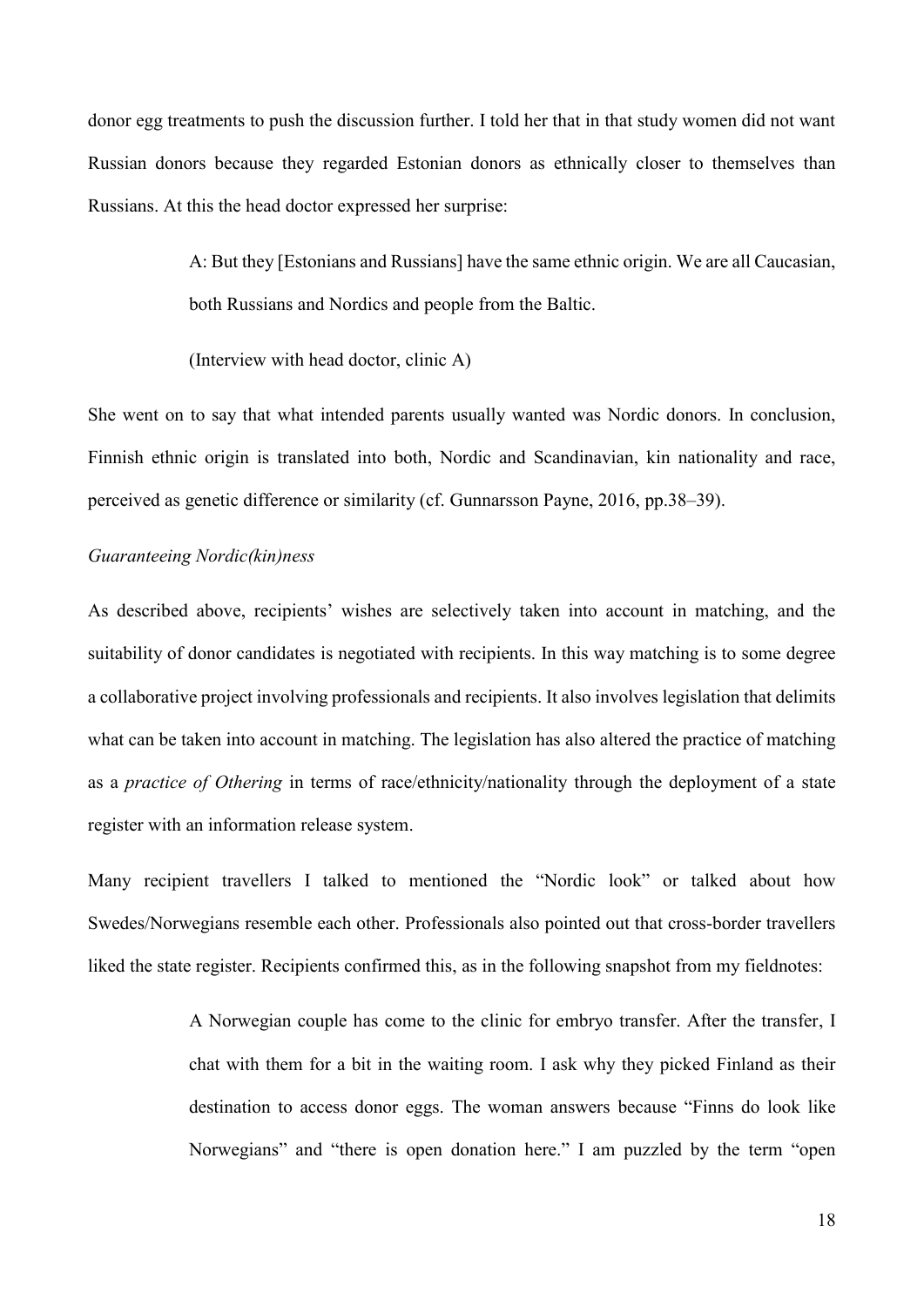donor egg treatments to push the discussion further. I told her that in that study women did not want Russian donors because they regarded Estonian donors as ethnically closer to themselves than Russians. At this the head doctor expressed her surprise:

> A: But they [Estonians and Russians] have the same ethnic origin. We are all Caucasian, both Russians and Nordics and people from the Baltic.
>
> (Interview with head doctor, clinic A)

She went on to say that what intended parents usually wanted was Nordic donors. In conclusion, Finnish ethnic origin is translated into both, Nordic and Scandinavian, kin nationality and race, perceived as genetic difference or similarity (cf. Gunnarsson Payne, 2016, pp.38–39).

*Guaranteeing Nordic(kin)ness*

As described above, recipients' wishes are selectively taken into account in matching, and the suitability of donor candidates is negotiated with recipients. In this way matching is to some degree a collaborative project involving professionals and recipients. It also involves legislation that delimits what can be taken into account in matching. The legislation has also altered the practice of matching as a *practice of Othering* in terms of race/ethnicity/nationality through the deployment of a state register with an information release system.

Many recipient travellers I talked to mentioned the "Nordic look" or talked about how Swedes/Norwegians resemble each other. Professionals also pointed out that cross-border travellers liked the state register. Recipients confirmed this, as in the following snapshot from my fieldnotes:

> A Norwegian couple has come to the clinic for embryo transfer. After the transfer, I chat with them for a bit in the waiting room. I ask why they picked Finland as their destination to access donor eggs. The woman answers because "Finns do look like Norwegians" and "there is open donation here." I am puzzled by the term "open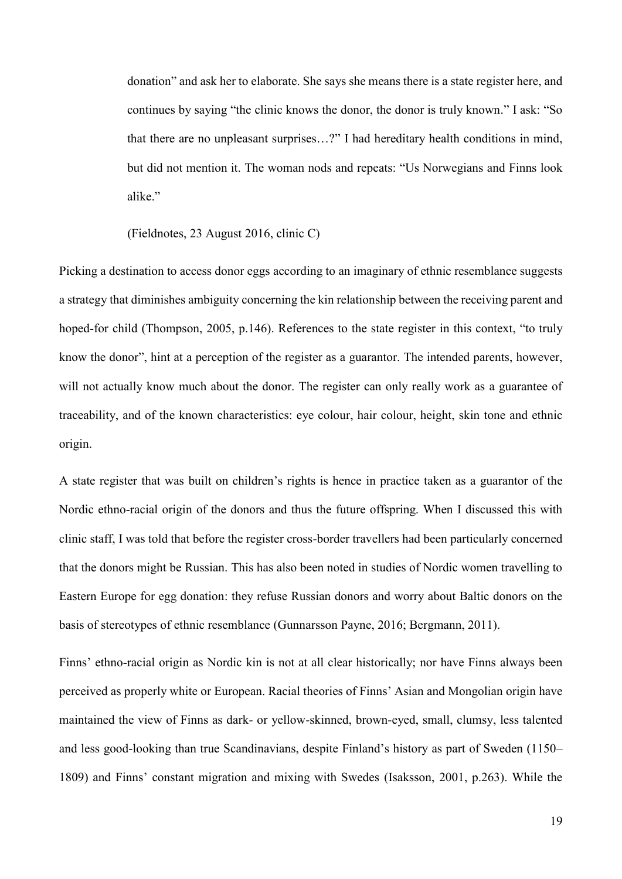> donation" and ask her to elaborate. She says she means there is a state register here, and continues by saying "the clinic knows the donor, the donor is truly known." I ask: "So that there are no unpleasant surprises…?" I had hereditary health conditions in mind, but did not mention it. The woman nods and repeats: "Us Norwegians and Finns look alike."
>
> (Fieldnotes, 23 August 2016, clinic C)

Picking a destination to access donor eggs according to an imaginary of ethnic resemblance suggests a strategy that diminishes ambiguity concerning the kin relationship between the receiving parent and hoped-for child (Thompson, 2005, p.146). References to the state register in this context, "to truly know the donor", hint at a perception of the register as a guarantor. The intended parents, however, will not actually know much about the donor. The register can only really work as a guarantee of traceability, and of the known characteristics: eye colour, hair colour, height, skin tone and ethnic origin.

A state register that was built on children's rights is hence in practice taken as a guarantor of the Nordic ethno-racial origin of the donors and thus the future offspring. When I discussed this with clinic staff, I was told that before the register cross-border travellers had been particularly concerned that the donors might be Russian. This has also been noted in studies of Nordic women travelling to Eastern Europe for egg donation: they refuse Russian donors and worry about Baltic donors on the basis of stereotypes of ethnic resemblance (Gunnarsson Payne, 2016; Bergmann, 2011).

Finns' ethno-racial origin as Nordic kin is not at all clear historically; nor have Finns always been perceived as properly white or European. Racial theories of Finns' Asian and Mongolian origin have maintained the view of Finns as dark- or yellow-skinned, brown-eyed, small, clumsy, less talented and less good-looking than true Scandinavians, despite Finland's history as part of Sweden (1150–1809) and Finns' constant migration and mixing with Swedes (Isaksson, 2001, p.263). While the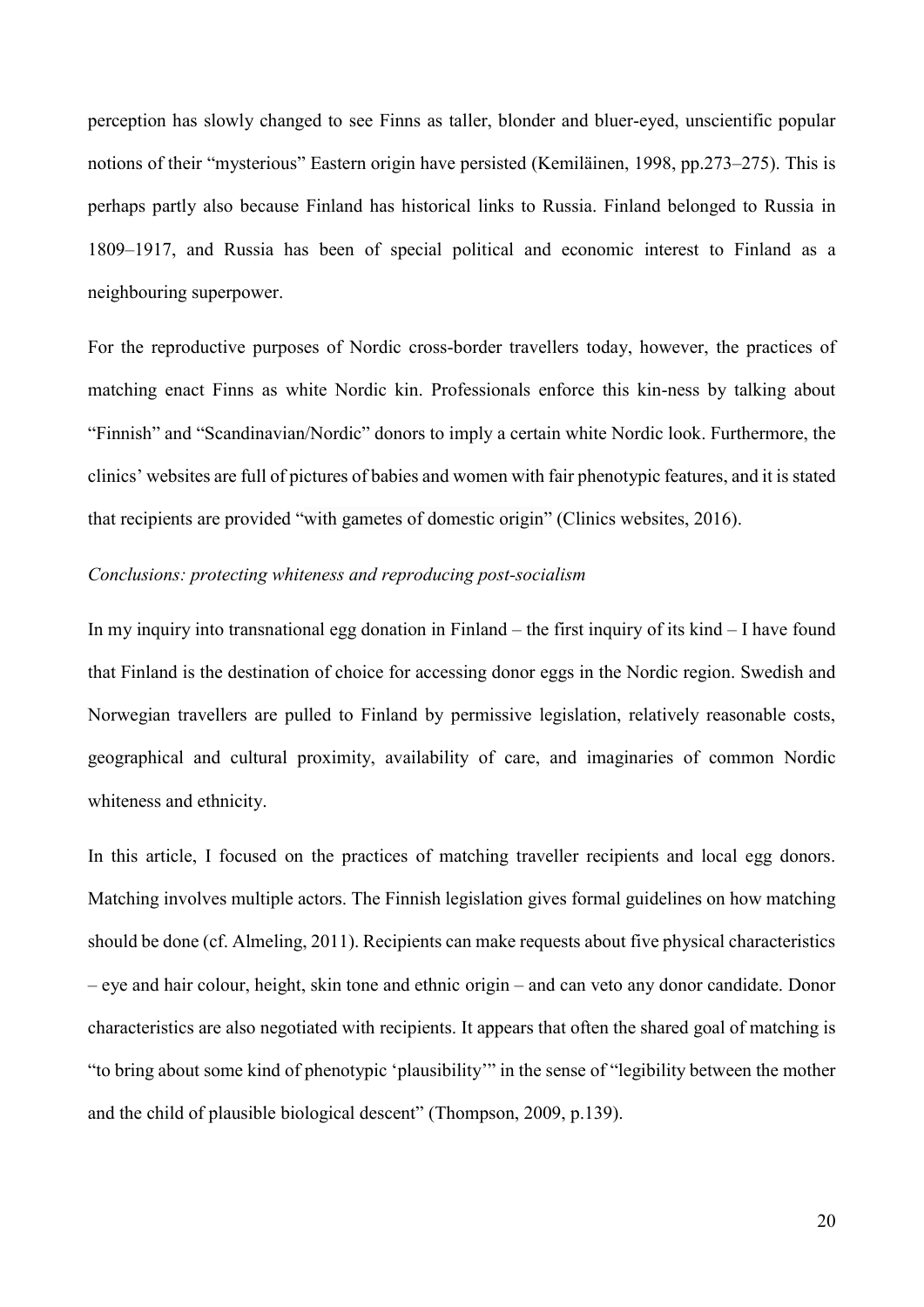perception has slowly changed to see Finns as taller, blonder and bluer-eyed, unscientific popular notions of their "mysterious" Eastern origin have persisted (Kemiläinen, 1998, pp.273–275). This is perhaps partly also because Finland has historical links to Russia. Finland belonged to Russia in 1809–1917, and Russia has been of special political and economic interest to Finland as a neighbouring superpower.

For the reproductive purposes of Nordic cross-border travellers today, however, the practices of matching enact Finns as white Nordic kin. Professionals enforce this kin-ness by talking about "Finnish" and "Scandinavian/Nordic" donors to imply a certain white Nordic look. Furthermore, the clinics' websites are full of pictures of babies and women with fair phenotypic features, and it is stated that recipients are provided "with gametes of domestic origin" (Clinics websites, 2016).

### *Conclusions: protecting whiteness and reproducing post-socialism*

In my inquiry into transnational egg donation in Finland – the first inquiry of its kind – I have found that Finland is the destination of choice for accessing donor eggs in the Nordic region. Swedish and Norwegian travellers are pulled to Finland by permissive legislation, relatively reasonable costs, geographical and cultural proximity, availability of care, and imaginaries of common Nordic whiteness and ethnicity.

In this article, I focused on the practices of matching traveller recipients and local egg donors. Matching involves multiple actors. The Finnish legislation gives formal guidelines on how matching should be done (cf. Almeling, 2011). Recipients can make requests about five physical characteristics – eye and hair colour, height, skin tone and ethnic origin – and can veto any donor candidate. Donor characteristics are also negotiated with recipients. It appears that often the shared goal of matching is "to bring about some kind of phenotypic 'plausibility'" in the sense of "legibility between the mother and the child of plausible biological descent" (Thompson, 2009, p.139).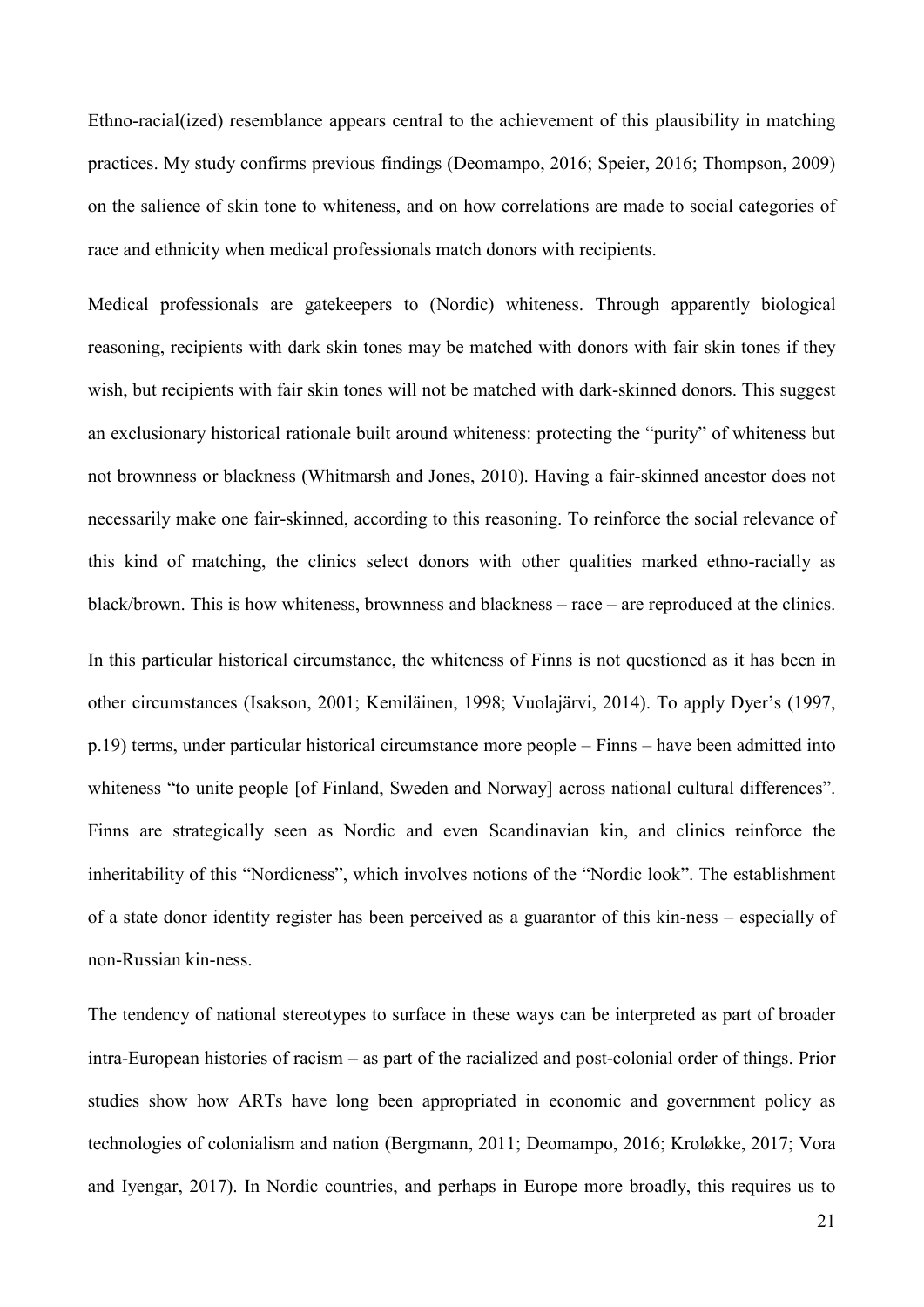Ethno-racial(ized) resemblance appears central to the achievement of this plausibility in matching practices. My study confirms previous findings (Deomampo, 2016; Speier, 2016; Thompson, 2009) on the salience of skin tone to whiteness, and on how correlations are made to social categories of race and ethnicity when medical professionals match donors with recipients.

Medical professionals are gatekeepers to (Nordic) whiteness. Through apparently biological reasoning, recipients with dark skin tones may be matched with donors with fair skin tones if they wish, but recipients with fair skin tones will not be matched with dark-skinned donors. This suggest an exclusionary historical rationale built around whiteness: protecting the "purity" of whiteness but not brownness or blackness (Whitmarsh and Jones, 2010). Having a fair-skinned ancestor does not necessarily make one fair-skinned, according to this reasoning. To reinforce the social relevance of this kind of matching, the clinics select donors with other qualities marked ethno-racially as black/brown. This is how whiteness, brownness and blackness – race – are reproduced at the clinics.

In this particular historical circumstance, the whiteness of Finns is not questioned as it has been in other circumstances (Isakson, 2001; Kemiläinen, 1998; Vuolajärvi, 2014). To apply Dyer's (1997, p.19) terms, under particular historical circumstance more people – Finns – have been admitted into whiteness "to unite people [of Finland, Sweden and Norway] across national cultural differences". Finns are strategically seen as Nordic and even Scandinavian kin, and clinics reinforce the inheritability of this "Nordicness", which involves notions of the "Nordic look". The establishment of a state donor identity register has been perceived as a guarantor of this kin-ness – especially of non-Russian kin-ness.

The tendency of national stereotypes to surface in these ways can be interpreted as part of broader intra-European histories of racism – as part of the racialized and post-colonial order of things. Prior studies show how ARTs have long been appropriated in economic and government policy as technologies of colonialism and nation (Bergmann, 2011; Deomampo, 2016; Kroløkke, 2017; Vora and Iyengar, 2017). In Nordic countries, and perhaps in Europe more broadly, this requires us to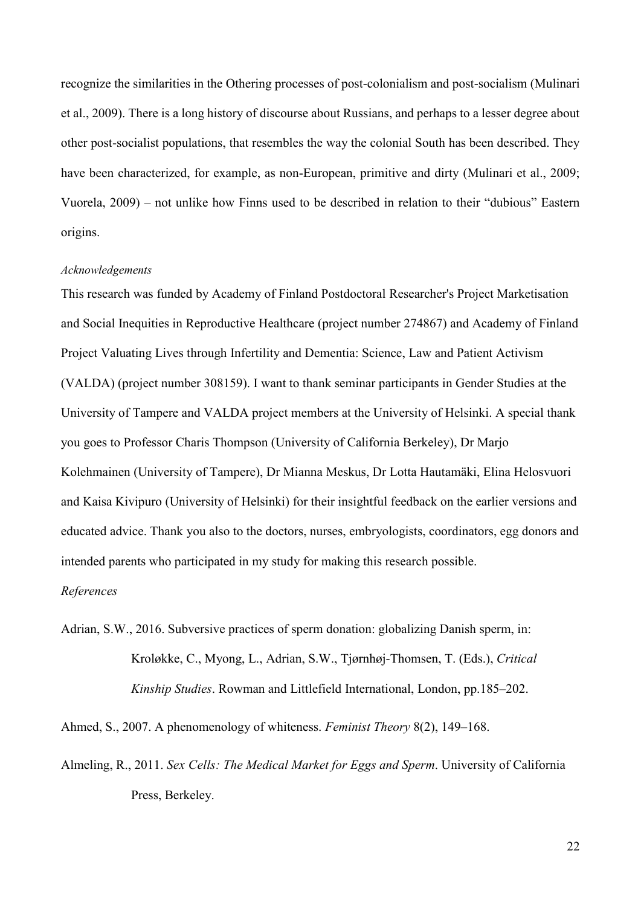recognize the similarities in the Othering processes of post-colonialism and post-socialism (Mulinari et al., 2009). There is a long history of discourse about Russians, and perhaps to a lesser degree about other post-socialist populations, that resembles the way the colonial South has been described. They have been characterized, for example, as non-European, primitive and dirty (Mulinari et al., 2009; Vuorela, 2009) – not unlike how Finns used to be described in relation to their "dubious" Eastern origins.

*Acknowledgements*

This research was funded by Academy of Finland Postdoctoral Researcher's Project Marketisation and Social Inequities in Reproductive Healthcare (project number 274867) and Academy of Finland Project Valuating Lives through Infertility and Dementia: Science, Law and Patient Activism (VALDA) (project number 308159). I want to thank seminar participants in Gender Studies at the University of Tampere and VALDA project members at the University of Helsinki. A special thank you goes to Professor Charis Thompson (University of California Berkeley), Dr Marjo Kolehmainen (University of Tampere), Dr Mianna Meskus, Dr Lotta Hautamäki, Elina Helosvuori and Kaisa Kivipuro (University of Helsinki) for their insightful feedback on the earlier versions and educated advice. Thank you also to the doctors, nurses, embryologists, coordinators, egg donors and intended parents who participated in my study for making this research possible.

*References*

Adrian, S.W., 2016. Subversive practices of sperm donation: globalizing Danish sperm, in: Kroløkke, C., Myong, L., Adrian, S.W., Tjørnhøj-Thomsen, T. (Eds.), *Critical Kinship Studies*. Rowman and Littlefield International, London, pp.185–202.

Ahmed, S., 2007. A phenomenology of whiteness. *Feminist Theory* 8(2), 149–168.

Almeling, R., 2011. *Sex Cells: The Medical Market for Eggs and Sperm*. University of California Press, Berkeley.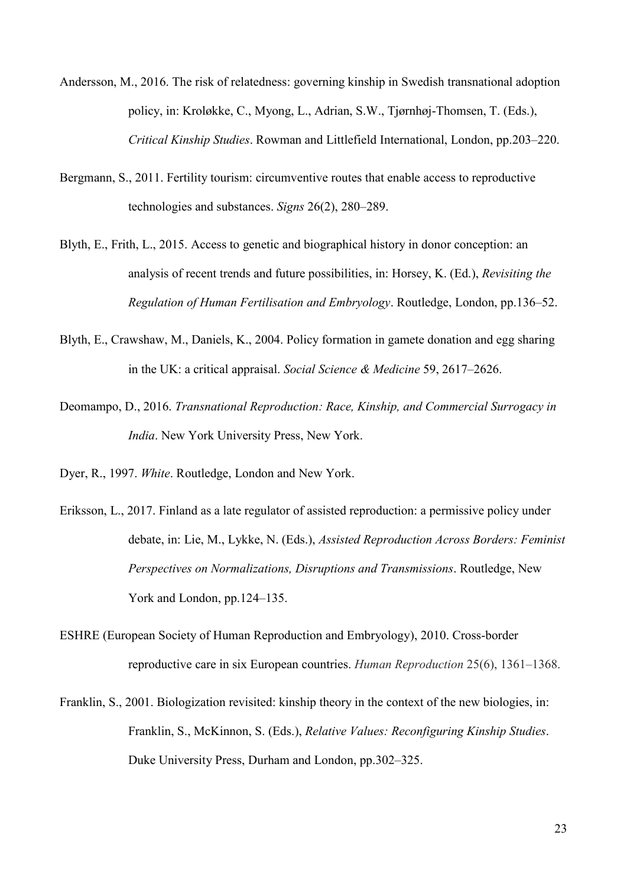Andersson, M., 2016. The risk of relatedness: governing kinship in Swedish transnational adoption policy, in: Kroløkke, C., Myong, L., Adrian, S.W., Tjørnhøj-Thomsen, T. (Eds.), *Critical Kinship Studies*. Rowman and Littlefield International, London, pp.203–220.

Bergmann, S., 2011. Fertility tourism: circumventive routes that enable access to reproductive technologies and substances. *Signs* 26(2), 280–289.

Blyth, E., Frith, L., 2015. Access to genetic and biographical history in donor conception: an analysis of recent trends and future possibilities, in: Horsey, K. (Ed.), *Revisiting the Regulation of Human Fertilisation and Embryology*. Routledge, London, pp.136–52.

Blyth, E., Crawshaw, M., Daniels, K., 2004. Policy formation in gamete donation and egg sharing in the UK: a critical appraisal. *Social Science & Medicine* 59, 2617–2626.

Deomampo, D., 2016. *Transnational Reproduction: Race, Kinship, and Commercial Surrogacy in India*. New York University Press, New York.

Dyer, R., 1997. *White*. Routledge, London and New York.

Eriksson, L., 2017. Finland as a late regulator of assisted reproduction: a permissive policy under debate, in: Lie, M., Lykke, N. (Eds.), *Assisted Reproduction Across Borders: Feminist Perspectives on Normalizations, Disruptions and Transmissions*. Routledge, New York and London, pp.124–135.

ESHRE (European Society of Human Reproduction and Embryology), 2010. Cross-border reproductive care in six European countries. *Human Reproduction* 25(6), 1361–1368.

Franklin, S., 2001. Biologization revisited: kinship theory in the context of the new biologies, in: Franklin, S., McKinnon, S. (Eds.), *Relative Values: Reconfiguring Kinship Studies*. Duke University Press, Durham and London, pp.302–325.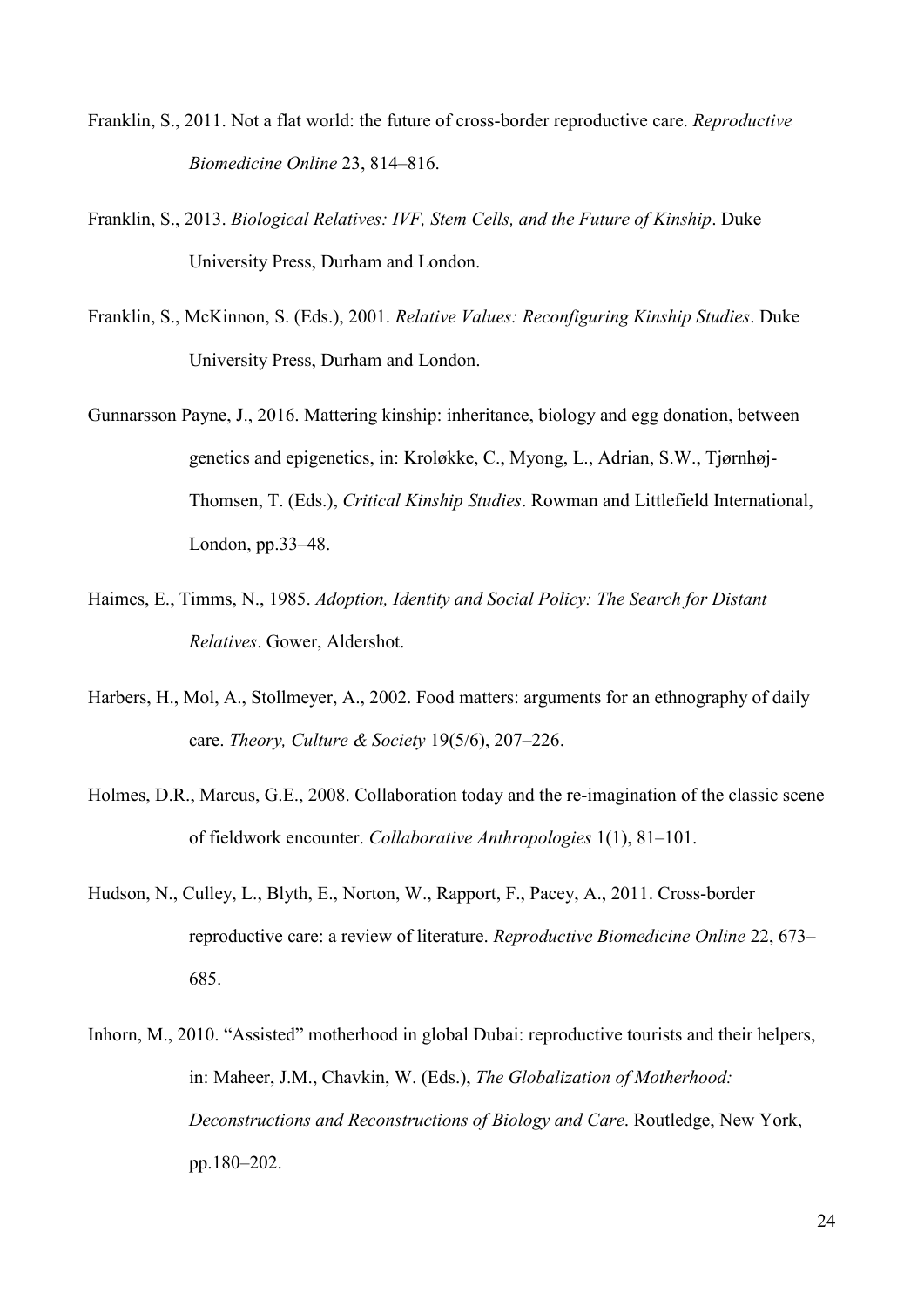Franklin, S., 2011. Not a flat world: the future of cross-border reproductive care. *Reproductive Biomedicine Online* 23, 814–816.

Franklin, S., 2013. *Biological Relatives: IVF, Stem Cells, and the Future of Kinship*. Duke University Press, Durham and London.

Franklin, S., McKinnon, S. (Eds.), 2001. *Relative Values: Reconfiguring Kinship Studies*. Duke University Press, Durham and London.

Gunnarsson Payne, J., 2016. Mattering kinship: inheritance, biology and egg donation, between genetics and epigenetics, in: Kroløkke, C., Myong, L., Adrian, S.W., Tjørnhøj-Thomsen, T. (Eds.), *Critical Kinship Studies*. Rowman and Littlefield International, London, pp.33–48.

Haimes, E., Timms, N., 1985. *Adoption, Identity and Social Policy: The Search for Distant Relatives*. Gower, Aldershot.

Harbers, H., Mol, A., Stollmeyer, A., 2002. Food matters: arguments for an ethnography of daily care. *Theory, Culture & Society* 19(5/6), 207–226.

Holmes, D.R., Marcus, G.E., 2008. Collaboration today and the re-imagination of the classic scene of fieldwork encounter. *Collaborative Anthropologies* 1(1), 81–101.

Hudson, N., Culley, L., Blyth, E., Norton, W., Rapport, F., Pacey, A., 2011. Cross-border reproductive care: a review of literature. *Reproductive Biomedicine Online* 22, 673–685.

Inhorn, M., 2010. "Assisted" motherhood in global Dubai: reproductive tourists and their helpers, in: Maheer, J.M., Chavkin, W. (Eds.), *The Globalization of Motherhood: Deconstructions and Reconstructions of Biology and Care*. Routledge, New York, pp.180–202.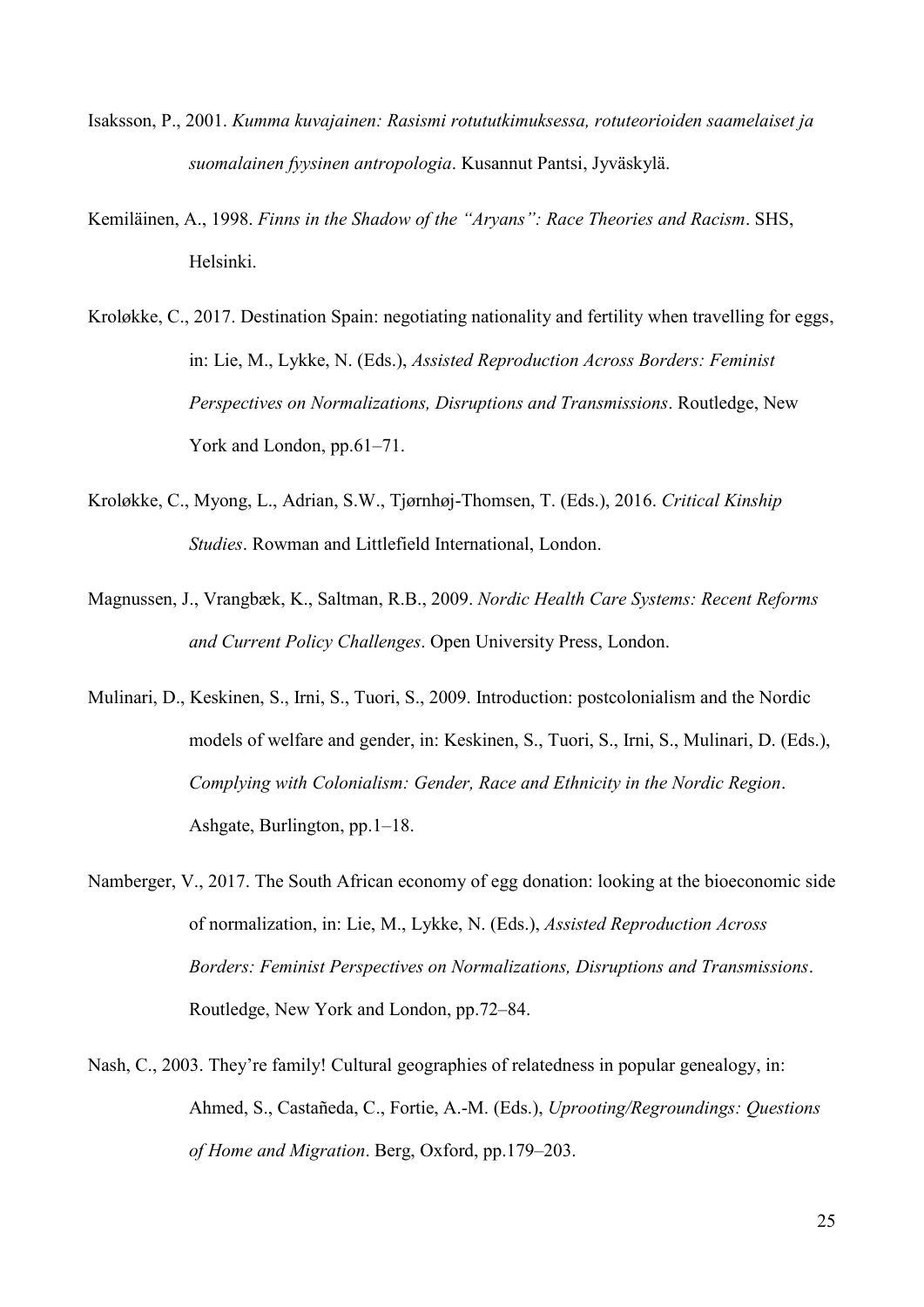Isaksson, P., 2001. *Kumma kuvajainen: Rasismi rotututkimuksessa, rotuteorioiden saamelaiset ja suomalainen fyysinen antropologia*. Kusannut Pantsi, Jyväskylä.

Kemiläinen, A., 1998. *Finns in the Shadow of the "Aryans": Race Theories and Racism*. SHS, Helsinki.

Kroløkke, C., 2017. Destination Spain: negotiating nationality and fertility when travelling for eggs, in: Lie, M., Lykke, N. (Eds.), *Assisted Reproduction Across Borders: Feminist Perspectives on Normalizations, Disruptions and Transmissions*. Routledge, New York and London, pp.61–71.

Kroløkke, C., Myong, L., Adrian, S.W., Tjørnhøj-Thomsen, T. (Eds.), 2016. *Critical Kinship Studies*. Rowman and Littlefield International, London.

Magnussen, J., Vrangbæk, K., Saltman, R.B., 2009. *Nordic Health Care Systems: Recent Reforms and Current Policy Challenges*. Open University Press, London.

Mulinari, D., Keskinen, S., Irni, S., Tuori, S., 2009. Introduction: postcolonialism and the Nordic models of welfare and gender, in: Keskinen, S., Tuori, S., Irni, S., Mulinari, D. (Eds.), *Complying with Colonialism: Gender, Race and Ethnicity in the Nordic Region*. Ashgate, Burlington, pp.1–18.

Namberger, V., 2017. The South African economy of egg donation: looking at the bioeconomic side of normalization, in: Lie, M., Lykke, N. (Eds.), *Assisted Reproduction Across Borders: Feminist Perspectives on Normalizations, Disruptions and Transmissions*. Routledge, New York and London, pp.72–84.

Nash, C., 2003. They're family! Cultural geographies of relatedness in popular genealogy, in: Ahmed, S., Castañeda, C., Fortie, A.-M. (Eds.), *Uprooting/Regroundings: Questions of Home and Migration*. Berg, Oxford, pp.179–203.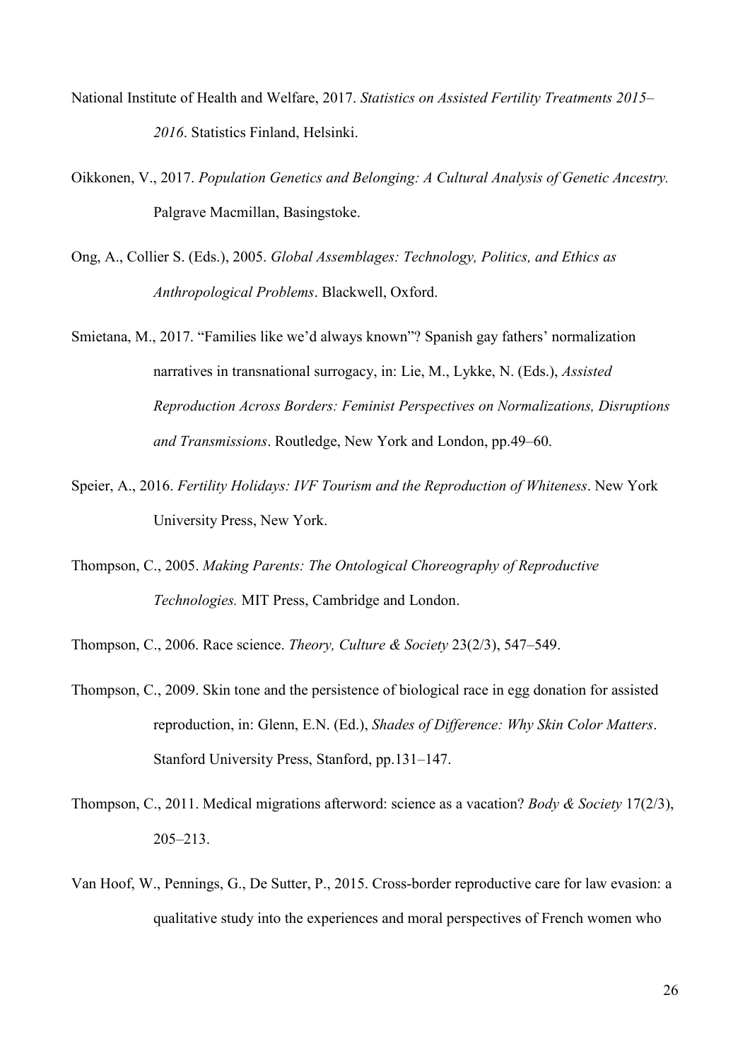National Institute of Health and Welfare, 2017. *Statistics on Assisted Fertility Treatments 2015–2016*. Statistics Finland, Helsinki.

Oikkonen, V., 2017. *Population Genetics and Belonging: A Cultural Analysis of Genetic Ancestry.* Palgrave Macmillan, Basingstoke.

Ong, A., Collier S. (Eds.), 2005. *Global Assemblages: Technology, Politics, and Ethics as Anthropological Problems*. Blackwell, Oxford.

Smietana, M., 2017. "Families like we'd always known"? Spanish gay fathers' normalization narratives in transnational surrogacy, in: Lie, M., Lykke, N. (Eds.), *Assisted Reproduction Across Borders: Feminist Perspectives on Normalizations, Disruptions and Transmissions*. Routledge, New York and London, pp.49–60.

Speier, A., 2016. *Fertility Holidays: IVF Tourism and the Reproduction of Whiteness*. New York University Press, New York.

Thompson, C., 2005. *Making Parents: The Ontological Choreography of Reproductive Technologies.* MIT Press, Cambridge and London.

Thompson, C., 2006. Race science. *Theory, Culture & Society* 23(2/3), 547–549.

Thompson, C., 2009. Skin tone and the persistence of biological race in egg donation for assisted reproduction, in: Glenn, E.N. (Ed.), *Shades of Difference: Why Skin Color Matters*. Stanford University Press, Stanford, pp.131–147.

Thompson, C., 2011. Medical migrations afterword: science as a vacation? *Body & Society* 17(2/3), 205–213.

Van Hoof, W., Pennings, G., De Sutter, P., 2015. Cross-border reproductive care for law evasion: a qualitative study into the experiences and moral perspectives of French women who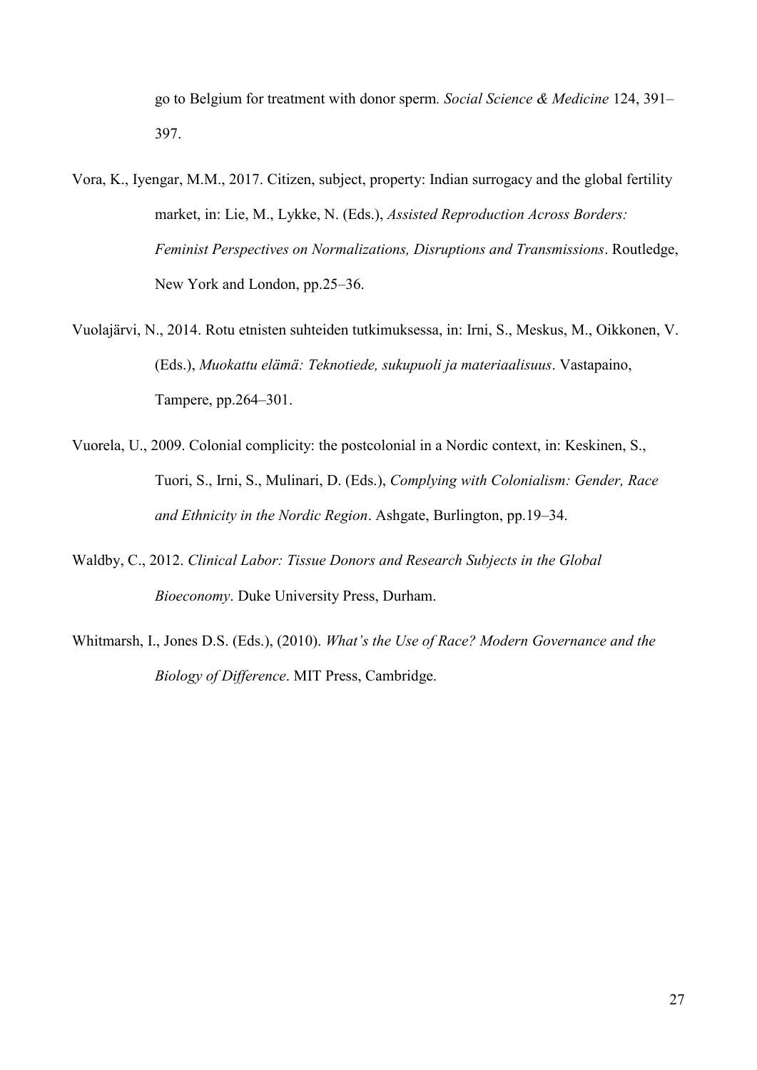go to Belgium for treatment with donor sperm. *Social Science & Medicine* 124, 391–397.

Vora, K., Iyengar, M.M., 2017. Citizen, subject, property: Indian surrogacy and the global fertility market, in: Lie, M., Lykke, N. (Eds.), *Assisted Reproduction Across Borders: Feminist Perspectives on Normalizations, Disruptions and Transmissions*. Routledge, New York and London, pp.25–36.

Vuolajärvi, N., 2014. Rotu etnisten suhteiden tutkimuksessa, in: Irni, S., Meskus, M., Oikkonen, V. (Eds.), *Muokattu elämä: Teknotiede, sukupuoli ja materiaalisuus*. Vastapaino, Tampere, pp.264–301.

Vuorela, U., 2009. Colonial complicity: the postcolonial in a Nordic context, in: Keskinen, S., Tuori, S., Irni, S., Mulinari, D. (Eds.), *Complying with Colonialism: Gender, Race and Ethnicity in the Nordic Region*. Ashgate, Burlington, pp.19–34.

Waldby, C., 2012. *Clinical Labor: Tissue Donors and Research Subjects in the Global Bioeconomy*. Duke University Press, Durham.

Whitmarsh, I., Jones D.S. (Eds.), (2010). *What's the Use of Race? Modern Governance and the Biology of Difference*. MIT Press, Cambridge.